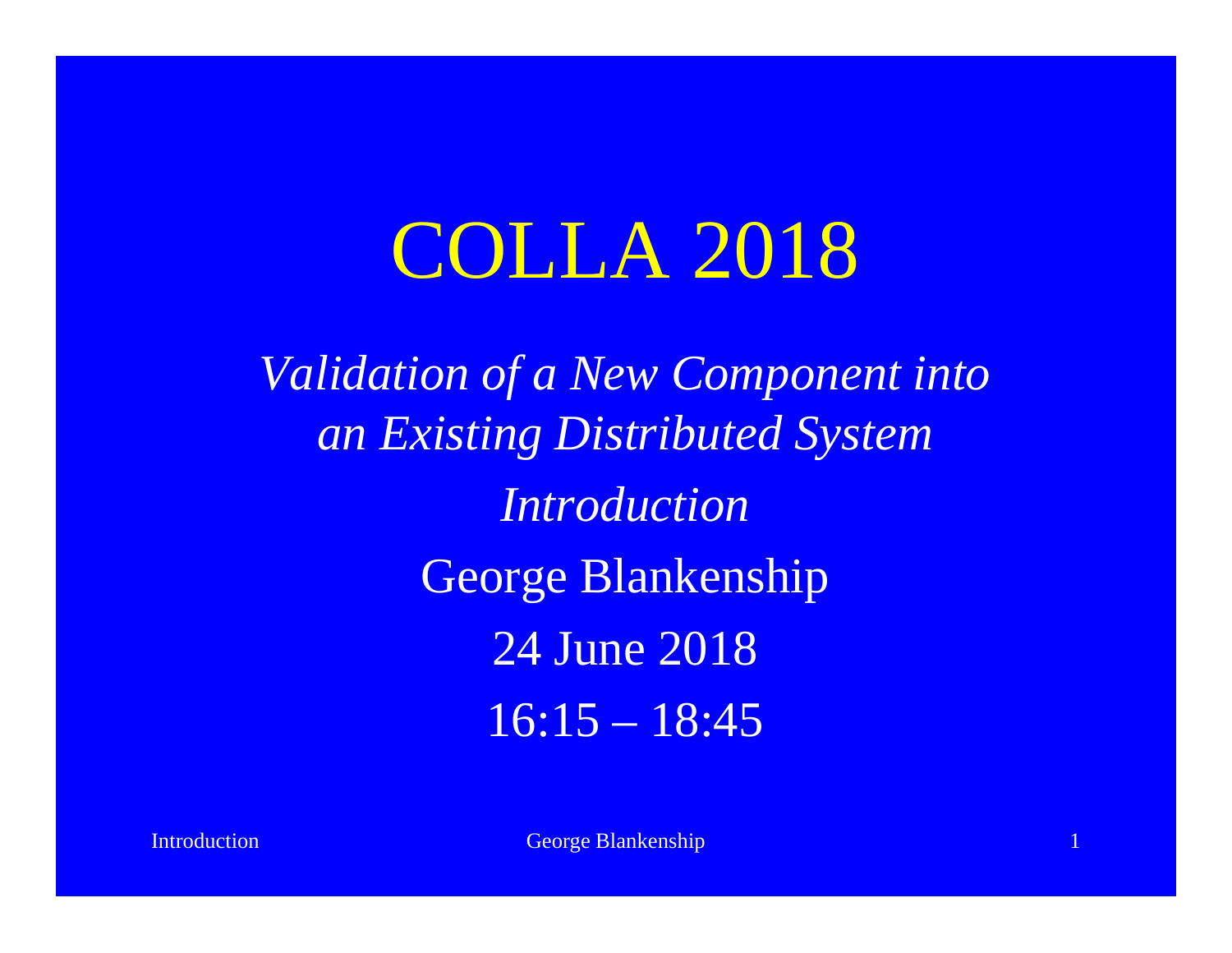# COLLA 2018

*Validation of a New Component into an Existing Distributed System*

*Introduction*

George Blankenship

24 June 2018

16:15 – 18:45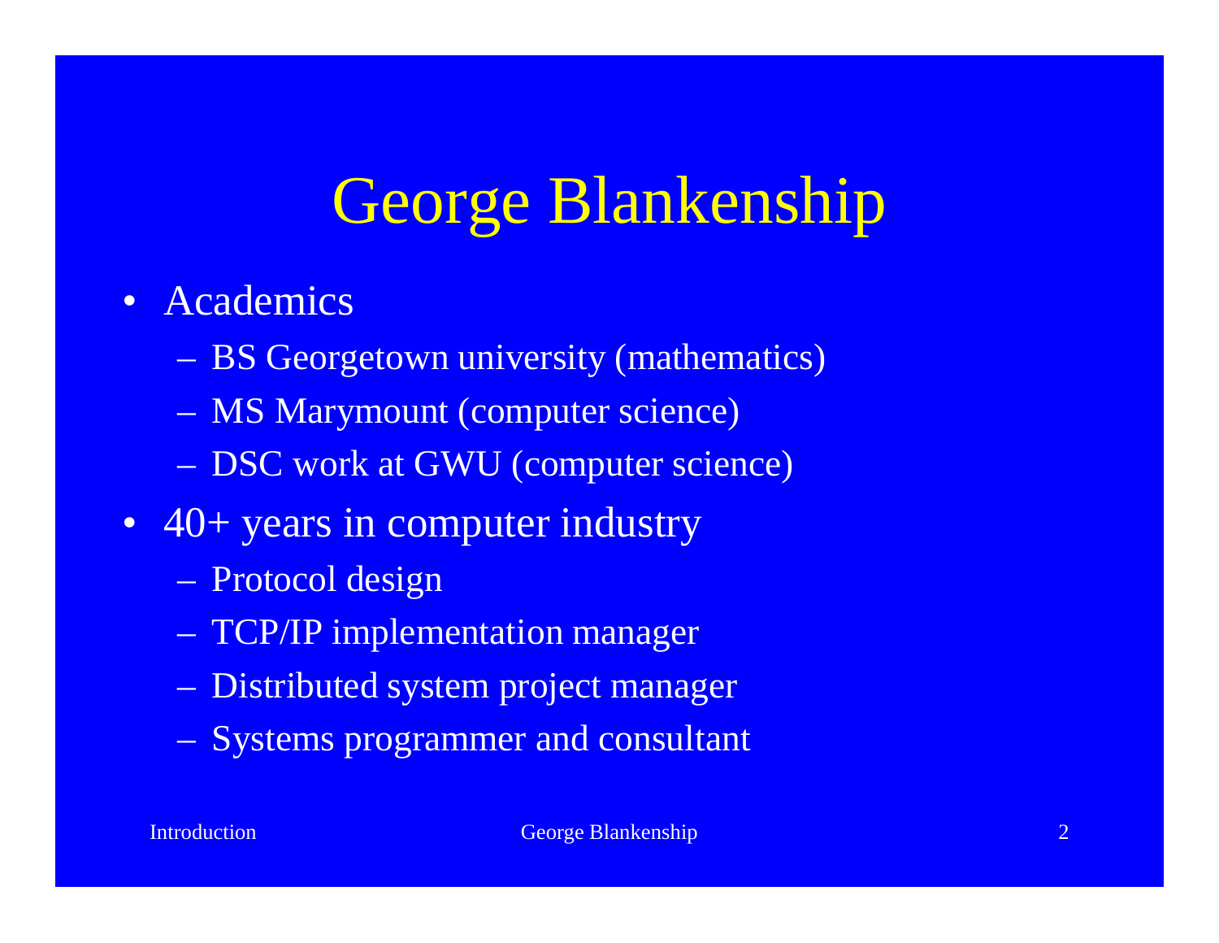# George Blankenship

- Academics
  - BS Georgetown university (mathematics)
  - MS Marymount (computer science)
  - DSC work at GWU (computer science)
- 40+ years in computer industry
  - Protocol design
  - TCP/IP implementation manager
  - Distributed system project manager
  - Systems programmer and consultant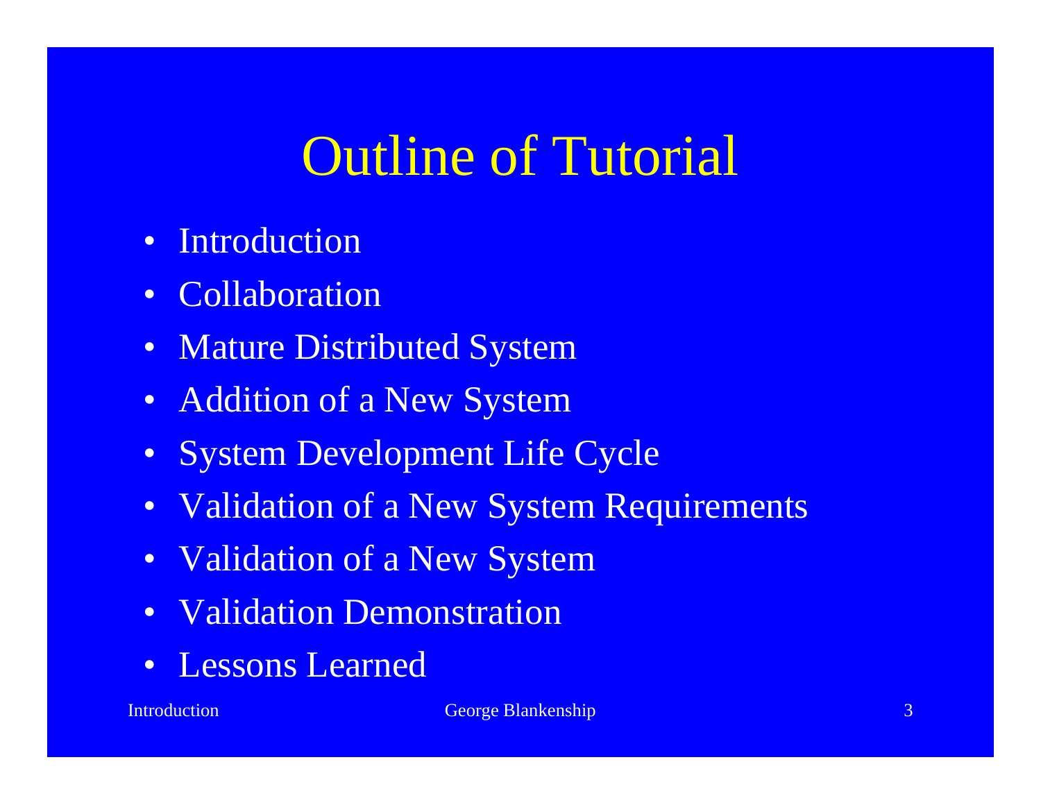# Outline of Tutorial

- Introduction
- Collaboration
- Mature Distributed System
- Addition of a New System
- System Development Life Cycle
- Validation of a New System Requirements
- Validation of a New System
- Validation Demonstration
- Lessons Learned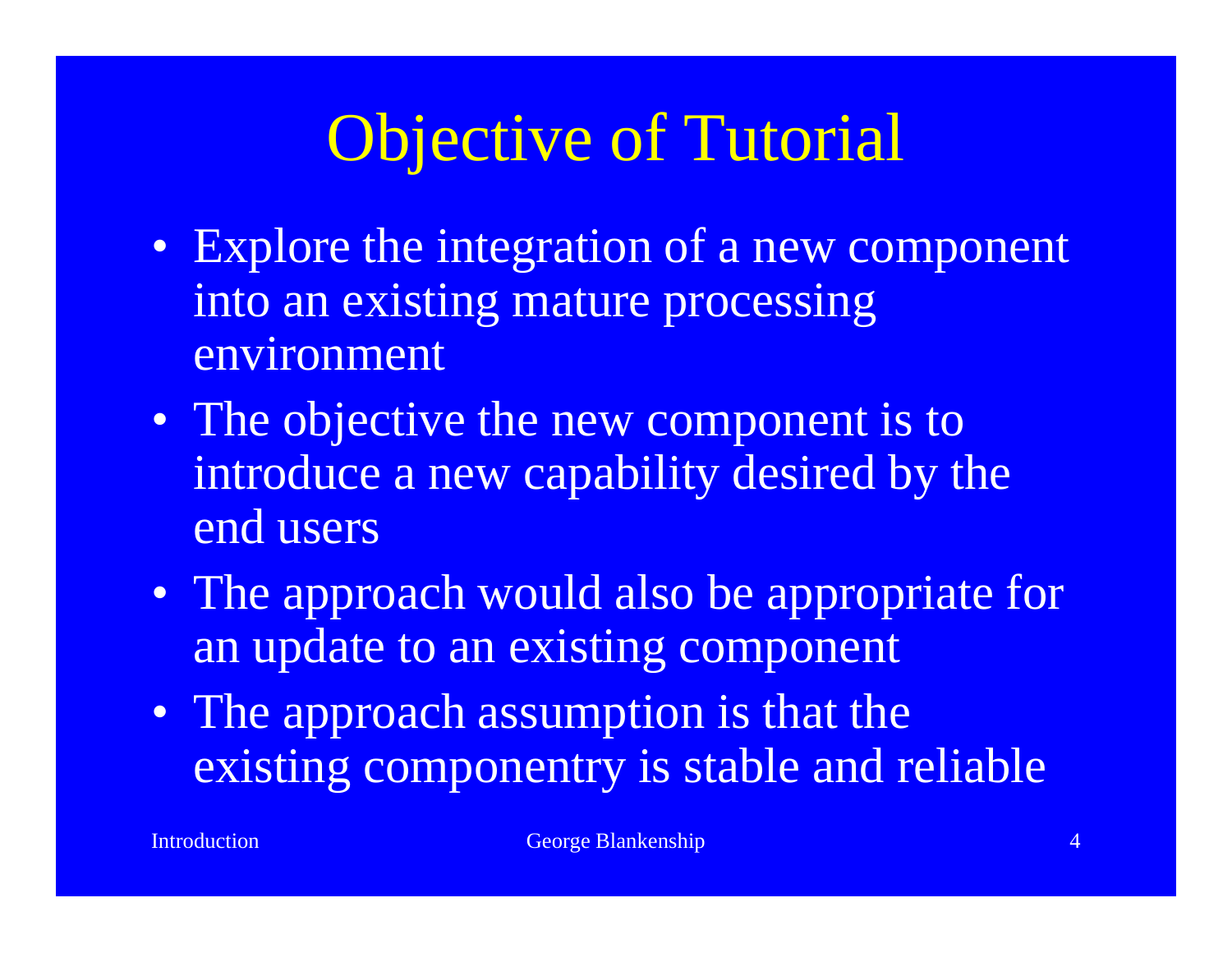# Objective of Tutorial

- Explore the integration of a new component into an existing mature processing environment
- The objective the new component is to introduce a new capability desired by the end users
- The approach would also be appropriate for an update to an existing component
- The approach assumption is that the existing componentry is stable and reliable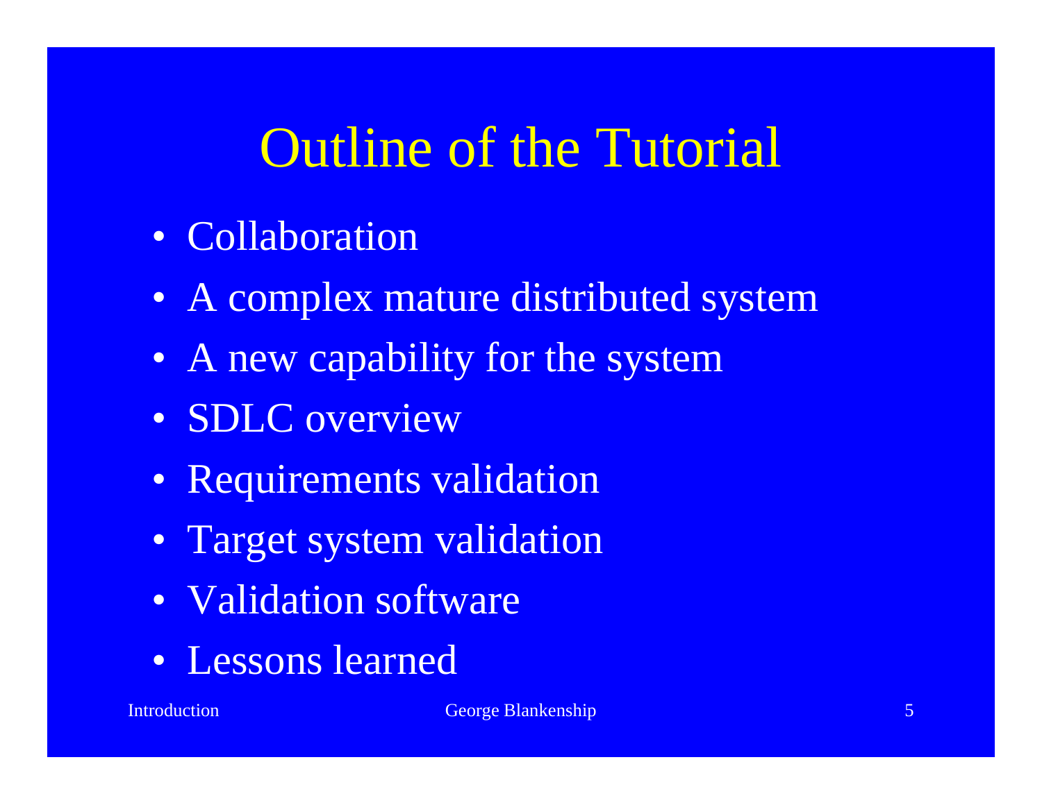# Outline of the Tutorial

- Collaboration
- A complex mature distributed system
- A new capability for the system
- SDLC overview
- Requirements validation
- Target system validation
- Validation software
- Lessons learned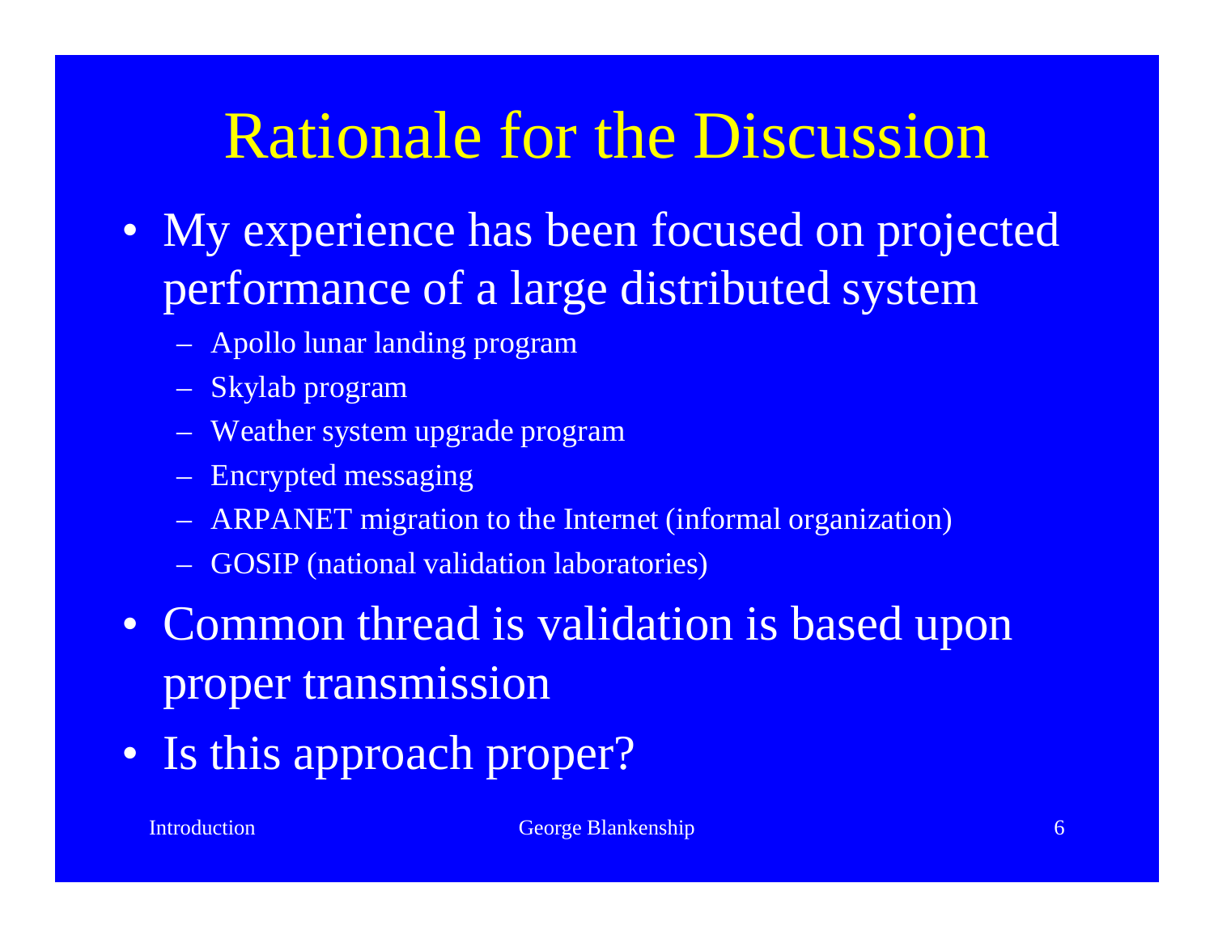# Rationale for the Discussion

- My experience has been focused on projected performance of a large distributed system
  - Apollo lunar landing program
  - Skylab program
  - Weather system upgrade program
  - Encrypted messaging
  - ARPANET migration to the Internet (informal organization)
  - GOSIP (national validation laboratories)
- Common thread is validation is based upon proper transmission
- Is this approach proper?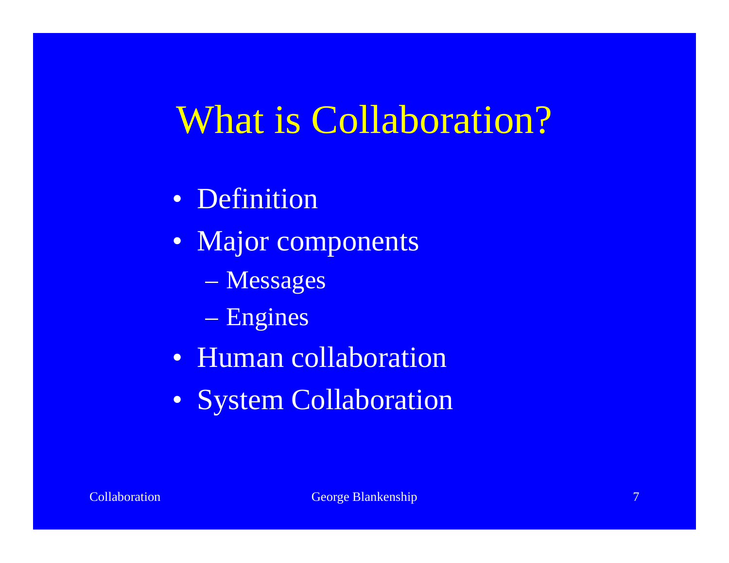# What is Collaboration?

- Definition
- Major components
  - Messages
  - Engines
- Human collaboration
- System Collaboration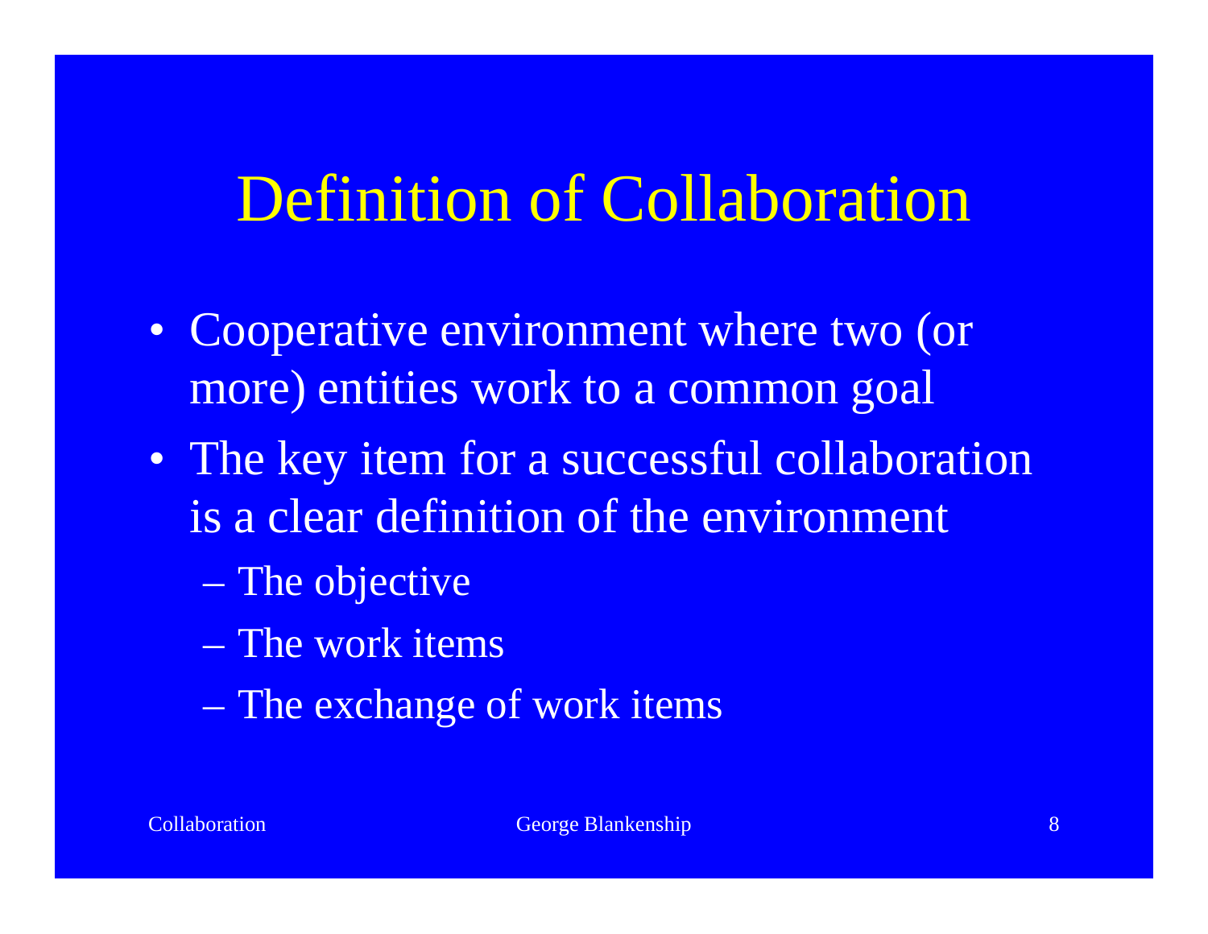# Definition of Collaboration

- Cooperative environment where two (or more) entities work to a common goal
- The key item for a successful collaboration is a clear definition of the environment
  - The objective
  - The work items
  - The exchange of work items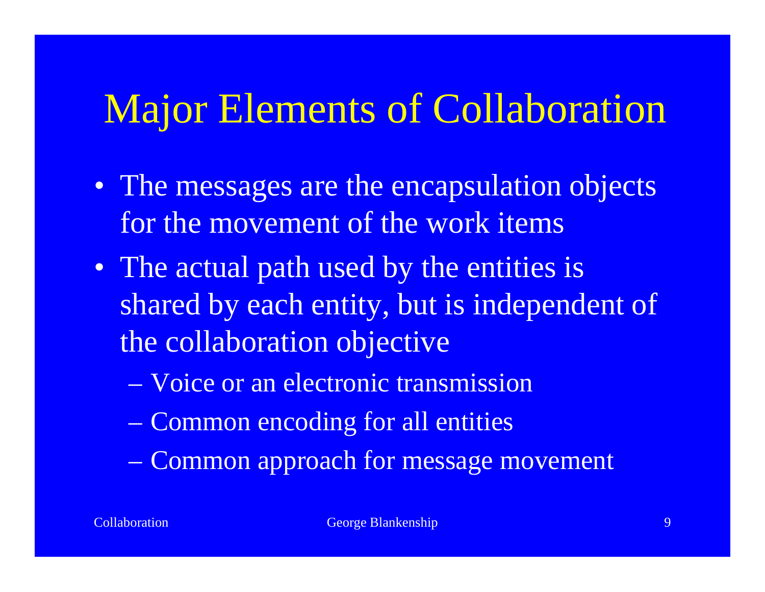# Major Elements of Collaboration

- The messages are the encapsulation objects for the movement of the work items
- The actual path used by the entities is shared by each entity, but is independent of the collaboration objective
  - Voice or an electronic transmission
  - Common encoding for all entities
  - Common approach for message movement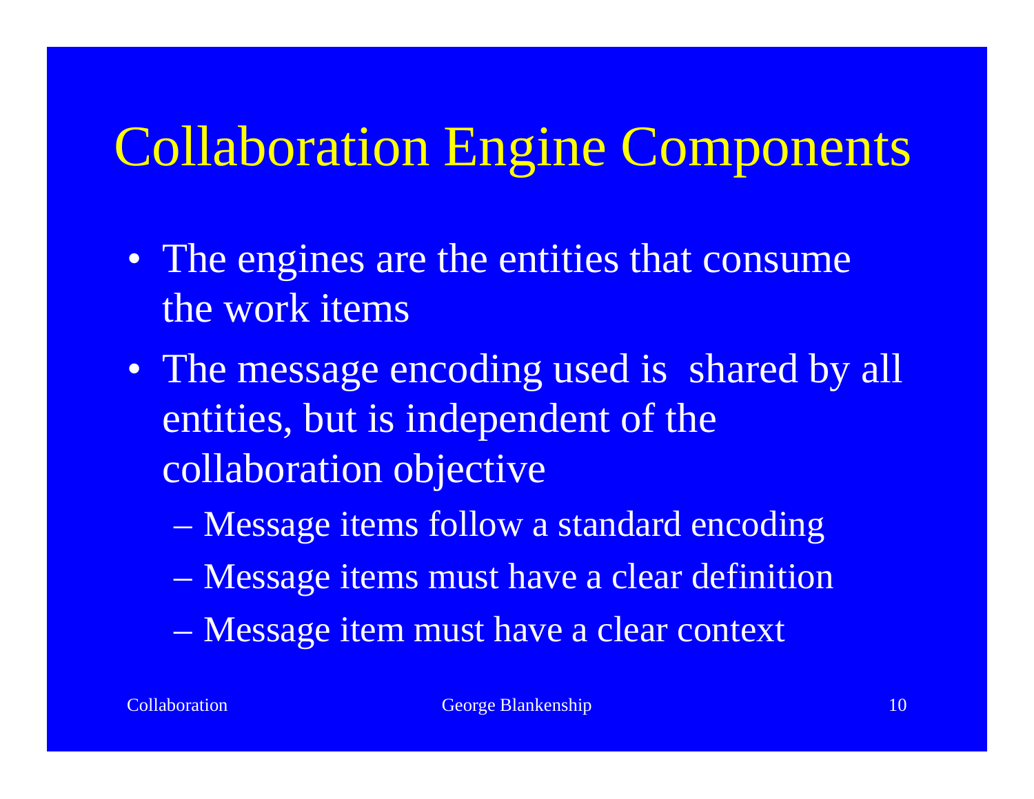# Collaboration Engine Components

- The engines are the entities that consume the work items
- The message encoding used is shared by all entities, but is independent of the collaboration objective
  - Message items follow a standard encoding
  - Message items must have a clear definition
  - Message item must have a clear context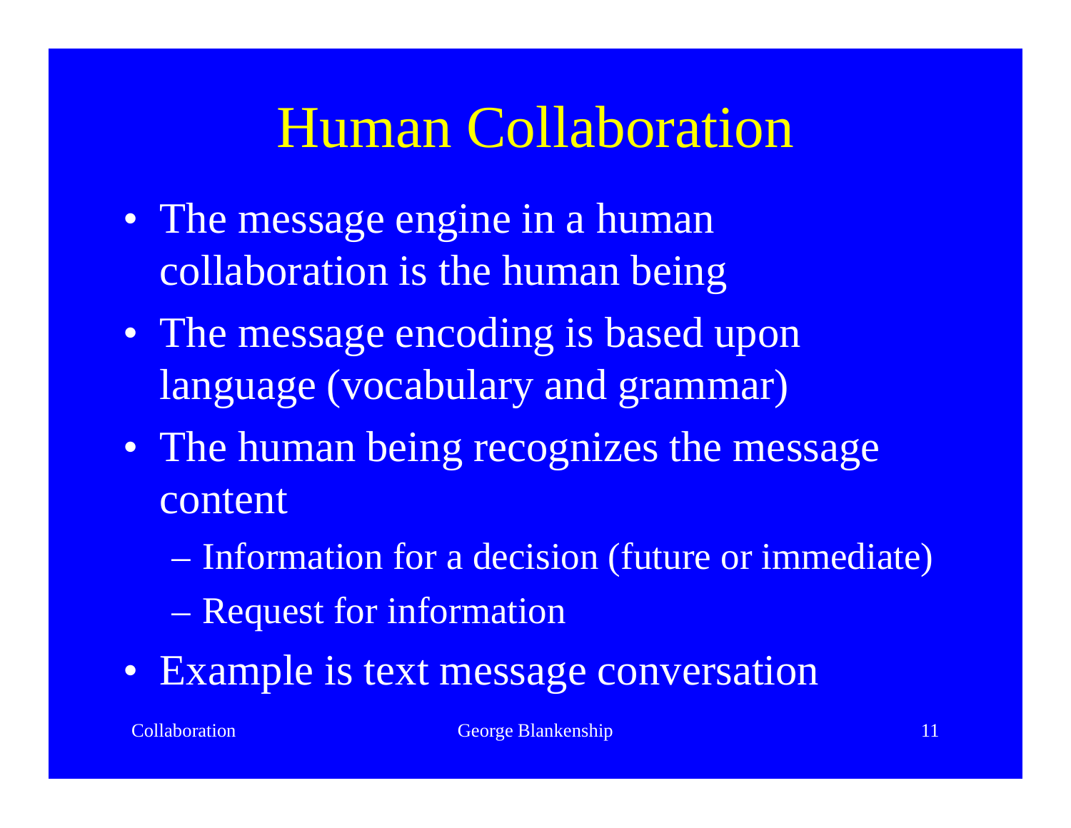# Human Collaboration

- The message engine in a human collaboration is the human being
- The message encoding is based upon language (vocabulary and grammar)
- The human being recognizes the message content
  - Information for a decision (future or immediate)
  - Request for information
- Example is text message conversation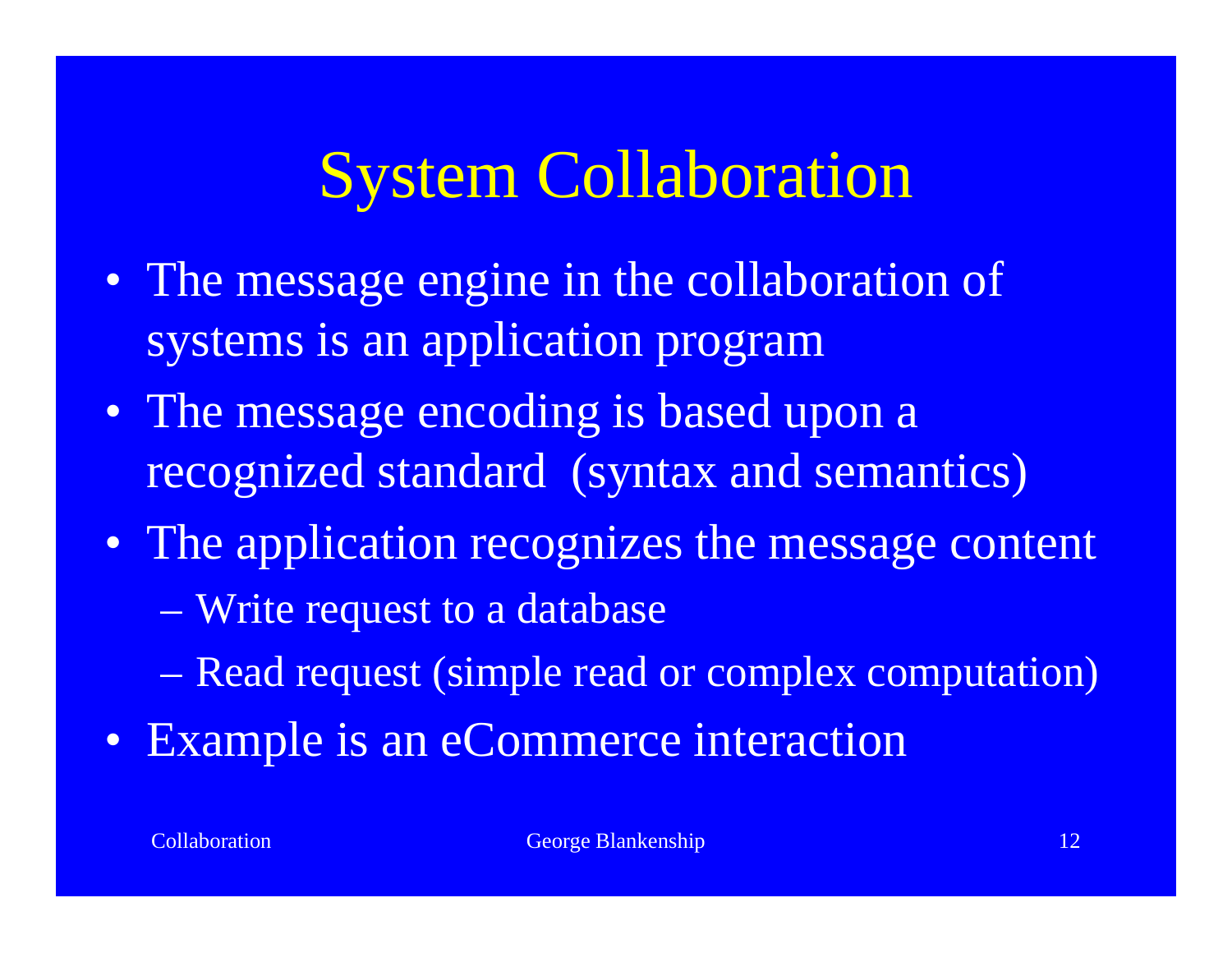# System Collaboration

- The message engine in the collaboration of systems is an application program
- The message encoding is based upon a recognized standard (syntax and semantics)
- The application recognizes the message content
  - Write request to a database
  - Read request (simple read or complex computation)
- Example is an eCommerce interaction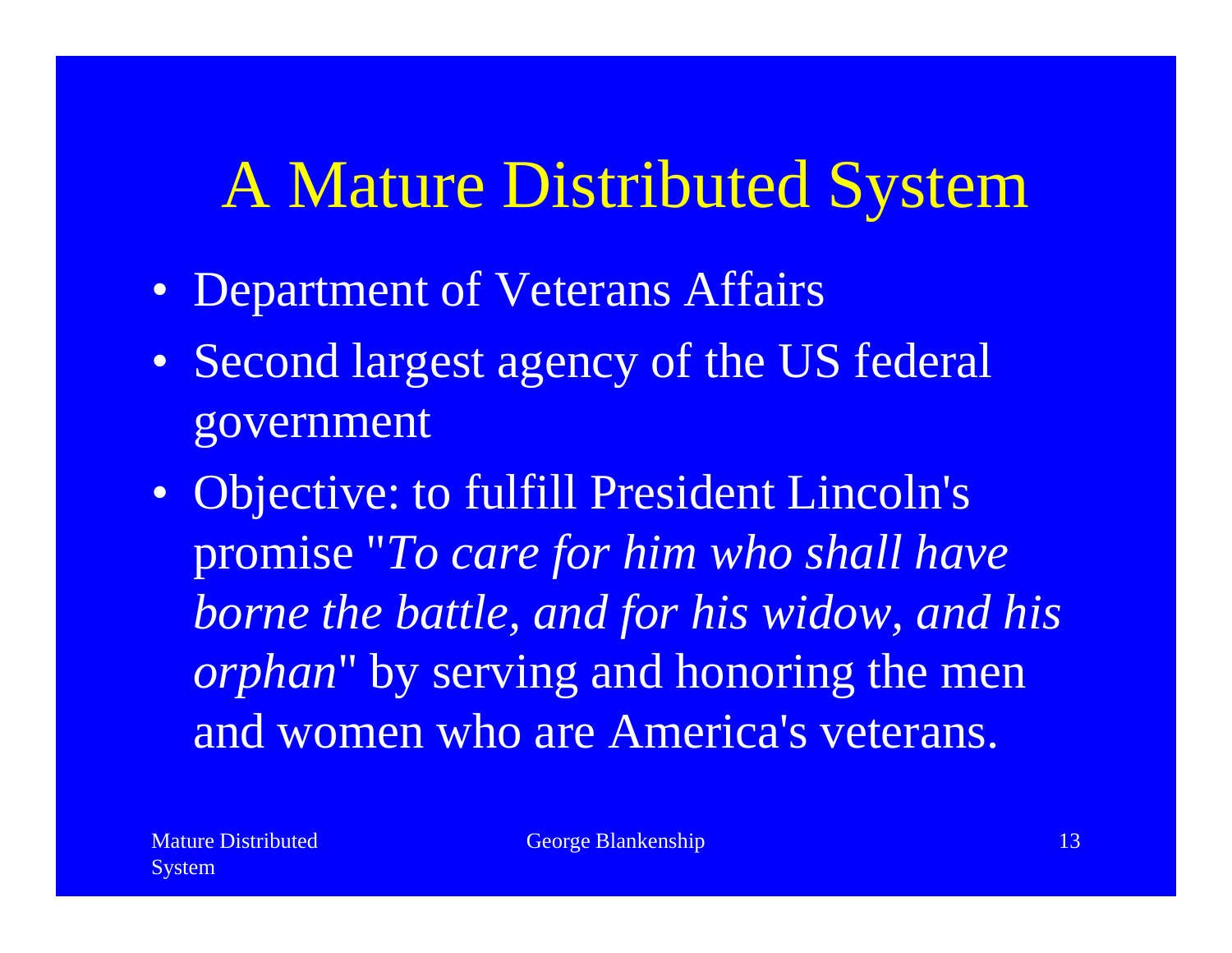# A Mature Distributed System

- Department of Veterans Affairs
- Second largest agency of the US federal government
- Objective: to fulfill President Lincoln's promise "*To care for him who shall have borne the battle, and for his widow, and his orphan*" by serving and honoring the men and women who are America's veterans.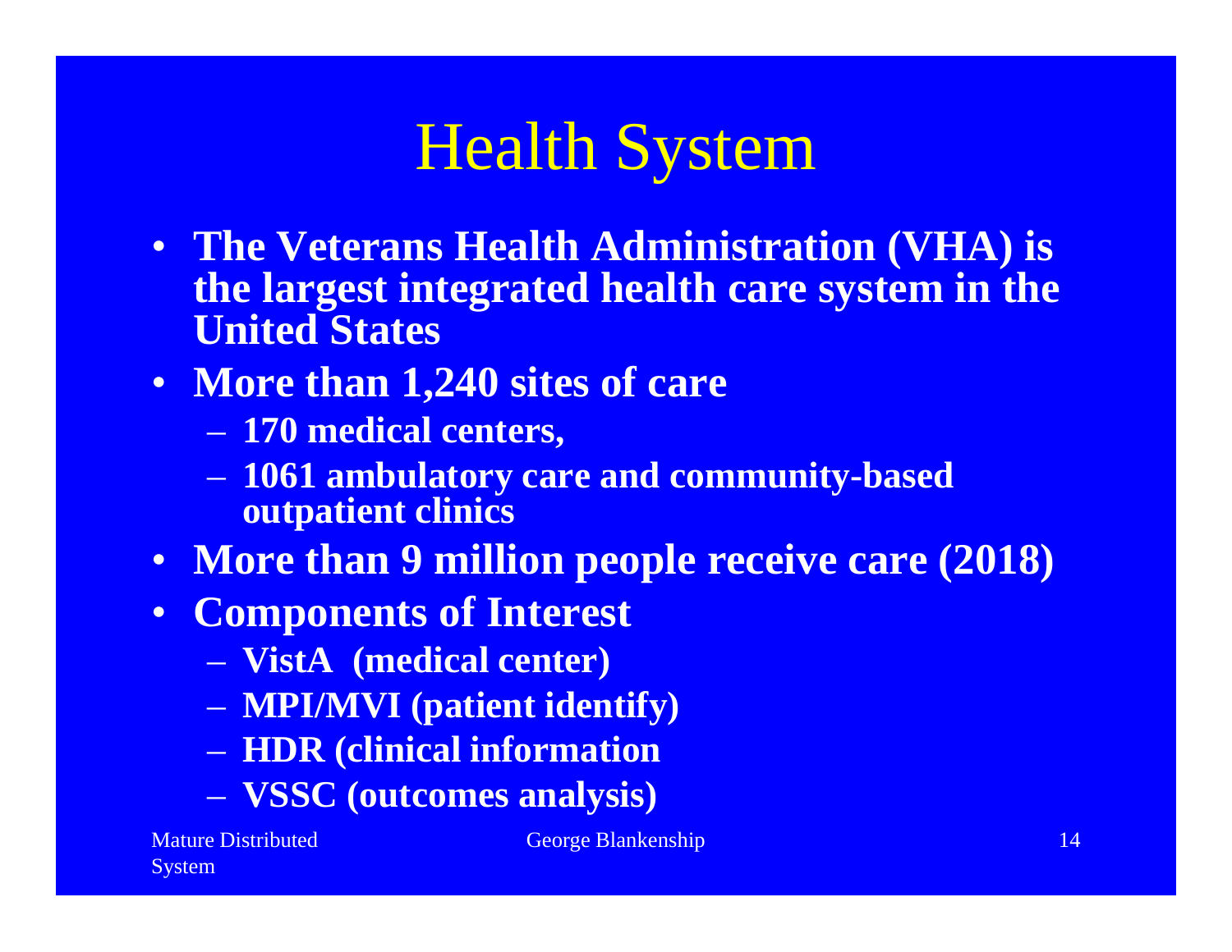# Health System

- **The Veterans Health Administration (VHA) is the largest integrated health care system in the United States**
- **More than 1,240 sites of care**
  - **170 medical centers,**
  - **1061 ambulatory care and community-based outpatient clinics**
- **More than 9 million people receive care (2018)**
- **Components of Interest**
  - **VistA (medical center)**
  - **MPI/MVI (patient identify)**
  - **HDR (clinical information**
  - **VSSC (outcomes analysis)**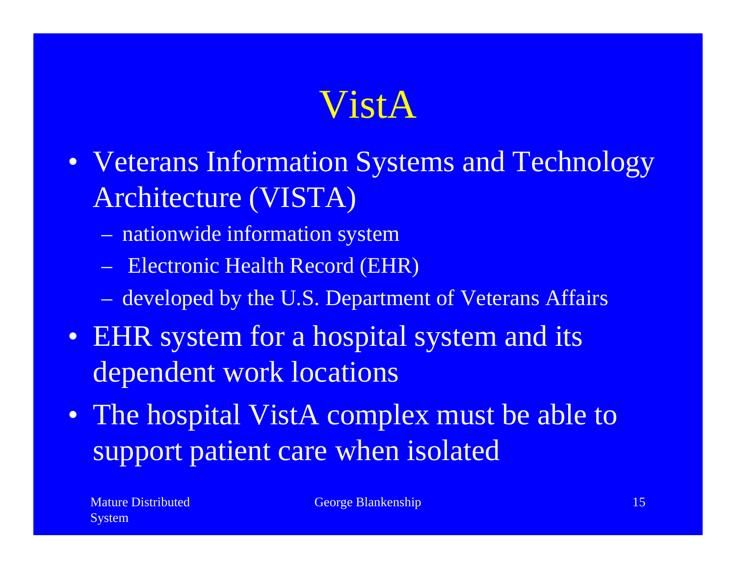# VistA

- Veterans Information Systems and Technology Architecture (VISTA)
  - nationwide information system
  - Electronic Health Record (EHR)
  - developed by the U.S. Department of Veterans Affairs
- EHR system for a hospital system and its dependent work locations
- The hospital VistA complex must be able to support patient care when isolated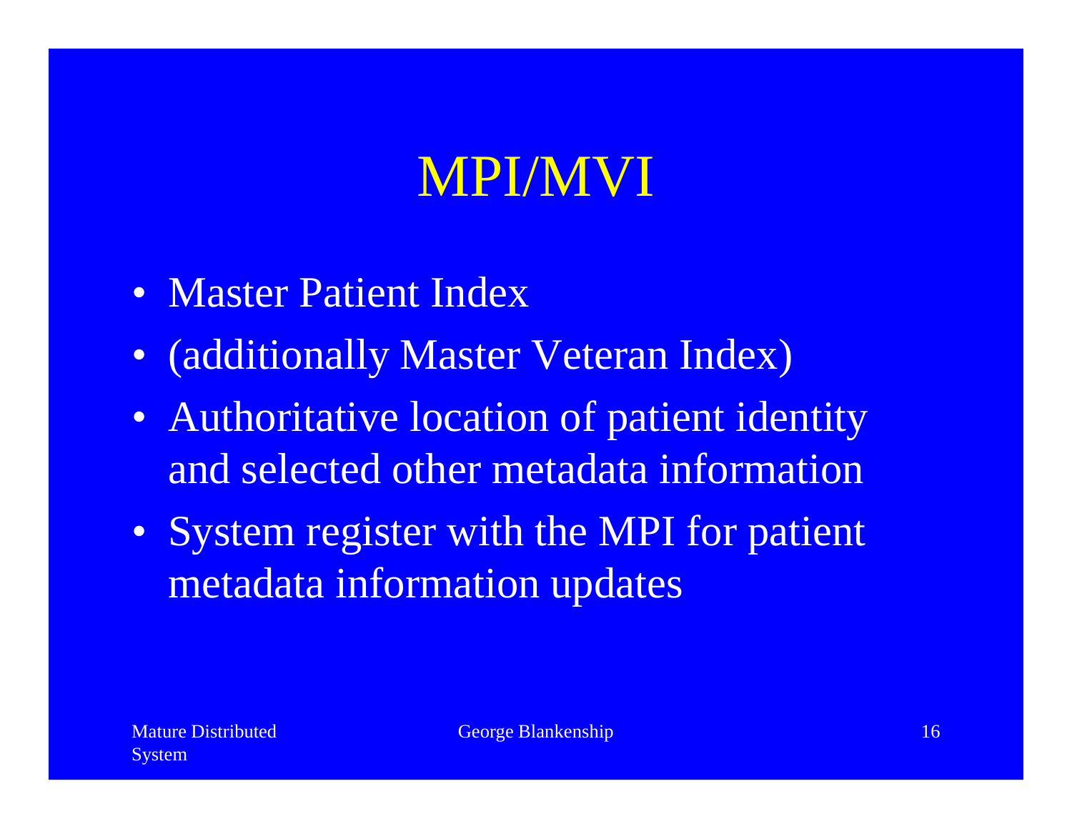# MPI/MVI

- Master Patient Index
- (additionally Master Veteran Index)
- Authoritative location of patient identity and selected other metadata information
- System register with the MPI for patient metadata information updates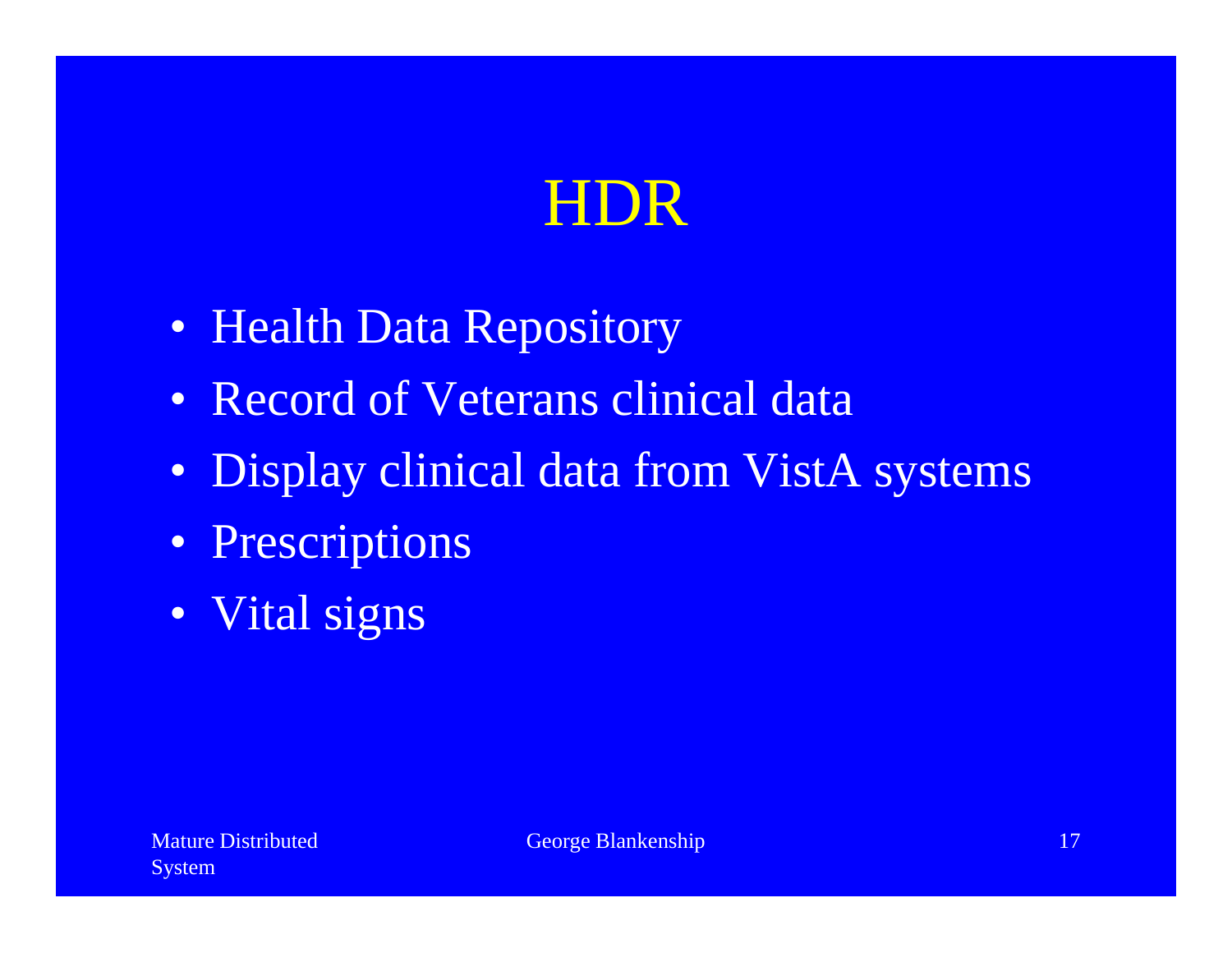# HDR

- Health Data Repository
- Record of Veterans clinical data
- Display clinical data from VistA systems
- Prescriptions
- Vital signs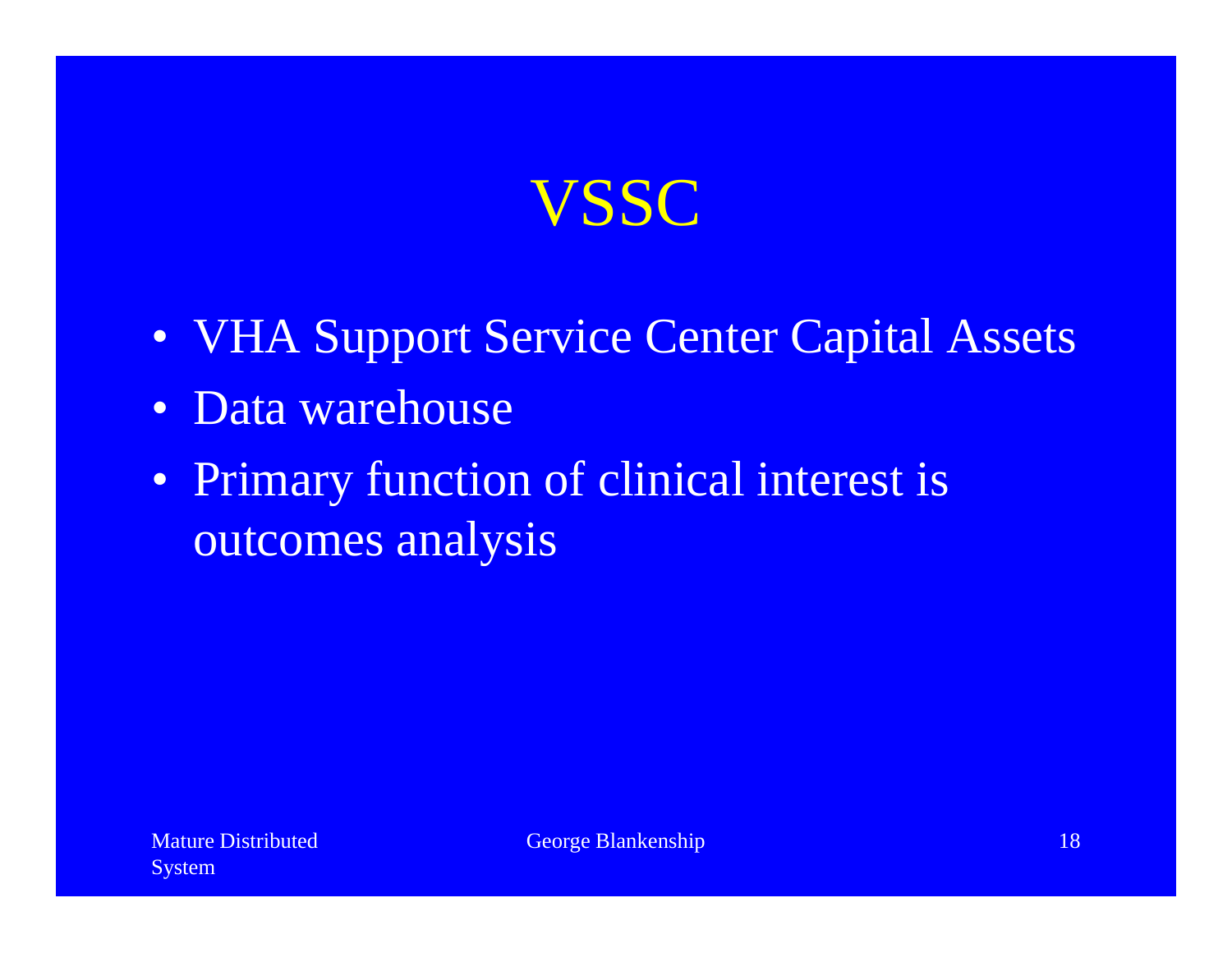# VSSC

- VHA Support Service Center Capital Assets
- Data warehouse
- Primary function of clinical interest is outcomes analysis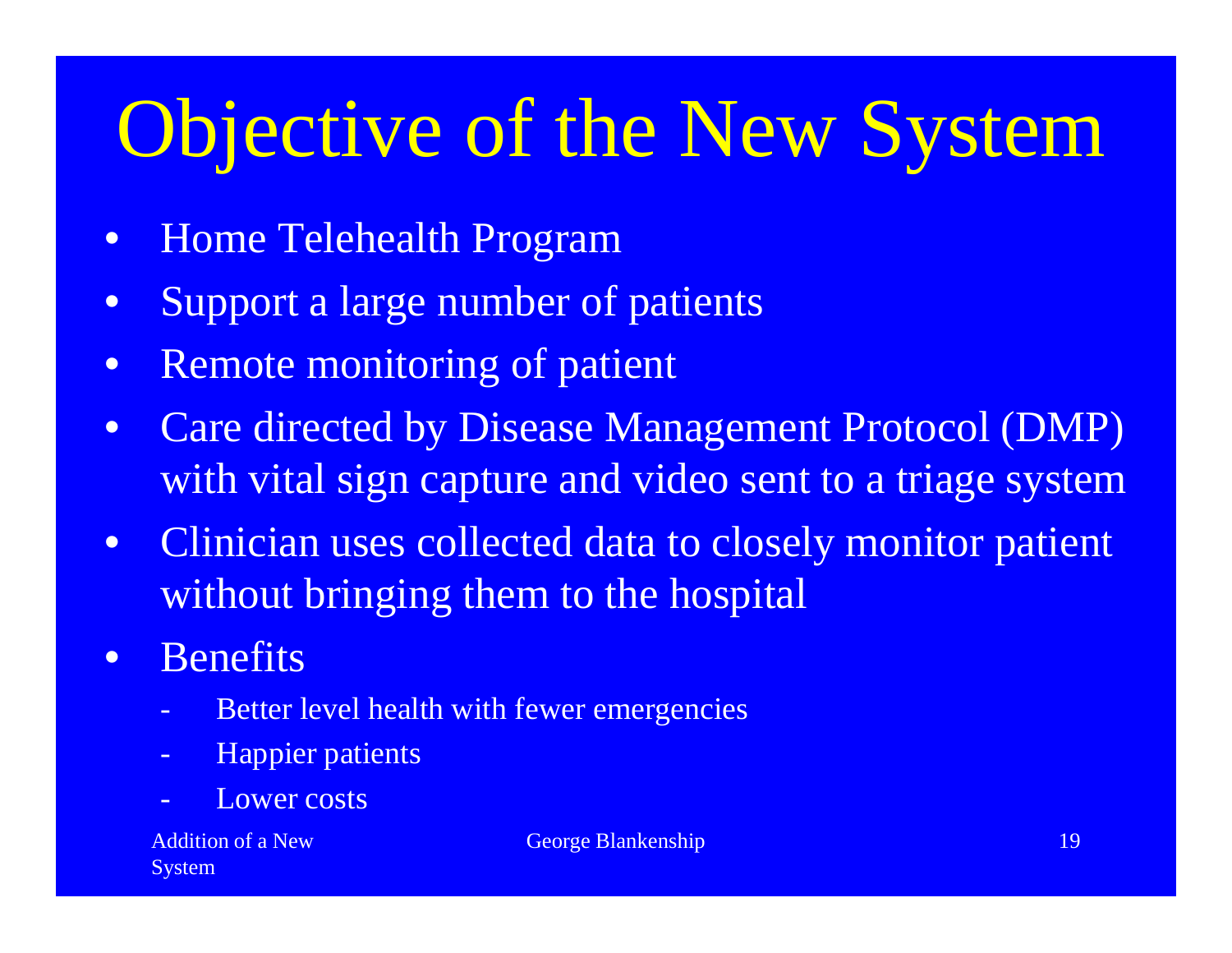# Objective of the New System

- Home Telehealth Program
- Support a large number of patients
- Remote monitoring of patient
- Care directed by Disease Management Protocol (DMP) with vital sign capture and video sent to a triage system
- Clinician uses collected data to closely monitor patient without bringing them to the hospital
- Benefits
  - Better level health with fewer emergencies
  - Happier patients
  - Lower costs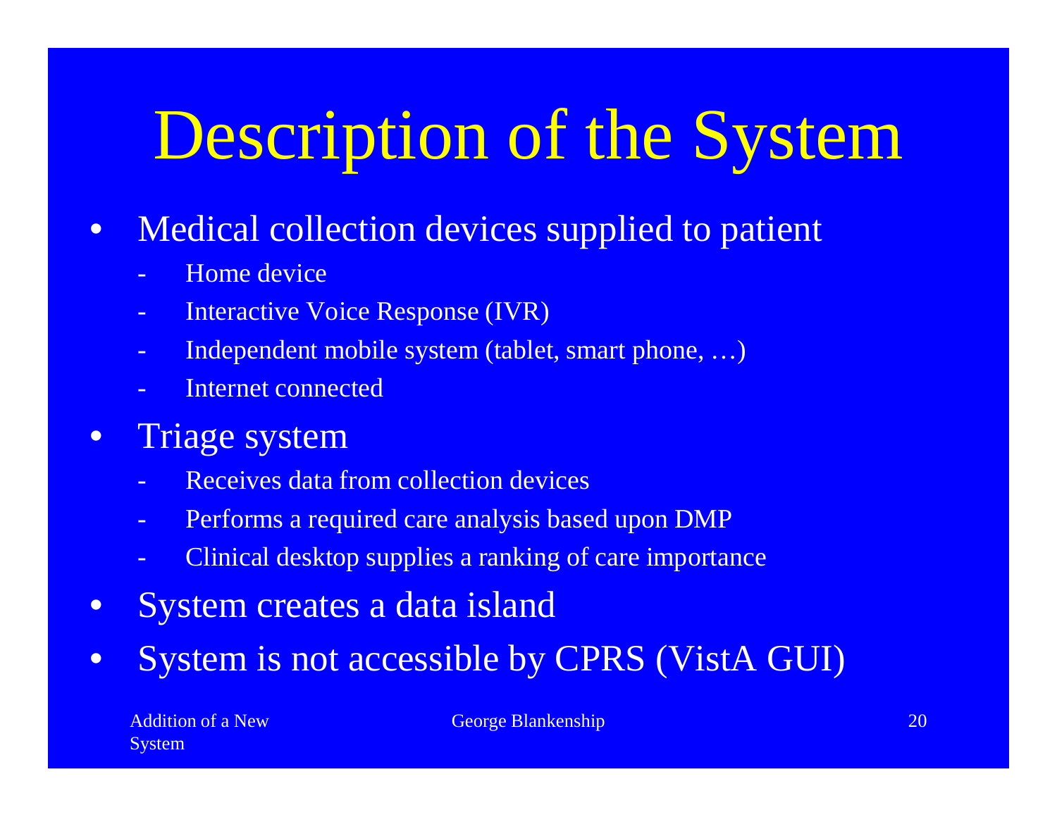# Description of the System

- Medical collection devices supplied to patient
  - Home device
  - Interactive Voice Response (IVR)
  - Independent mobile system (tablet, smart phone, …)
  - Internet connected
- Triage system
  - Receives data from collection devices
  - Performs a required care analysis based upon DMP
  - Clinical desktop supplies a ranking of care importance
- System creates a data island
- System is not accessible by CPRS (VistA GUI)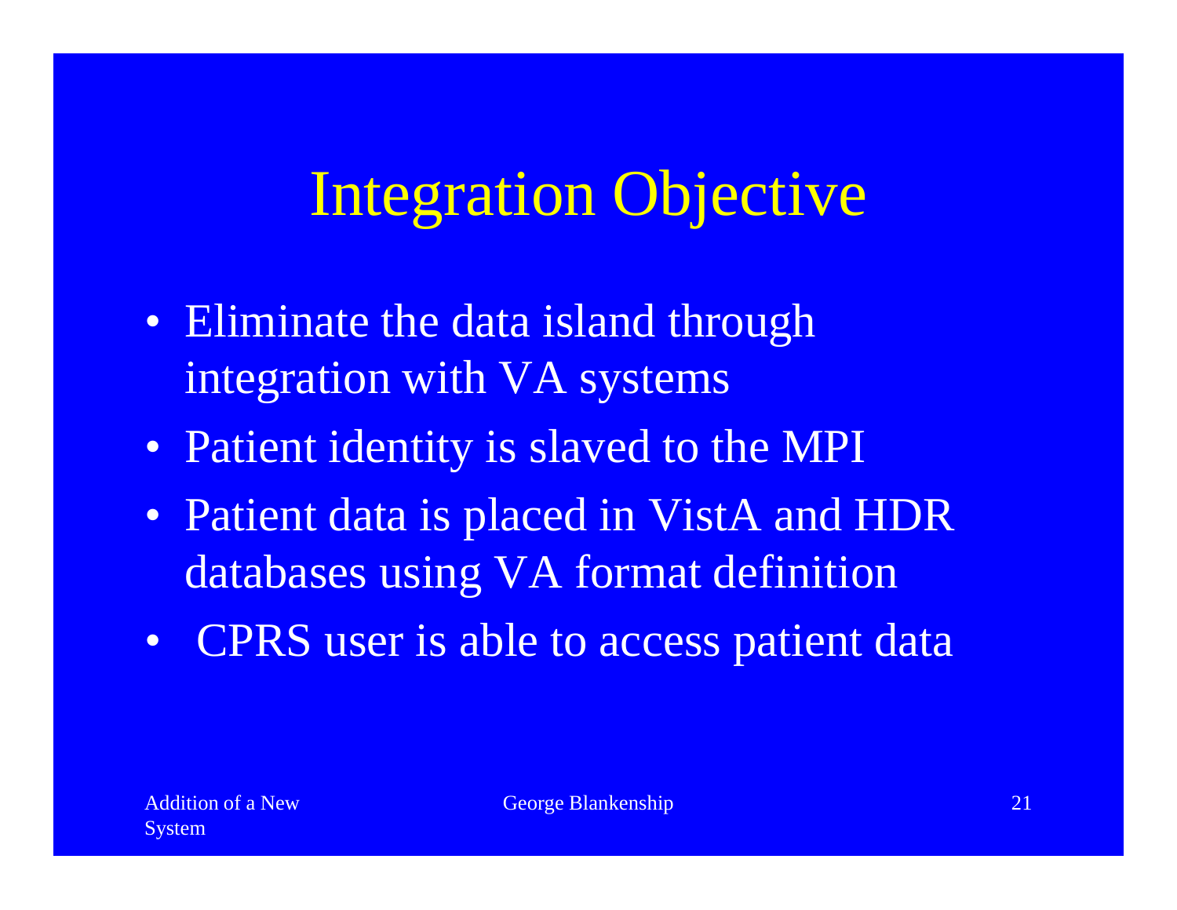# Integration Objective

- Eliminate the data island through integration with VA systems
- Patient identity is slaved to the MPI
- Patient data is placed in VistA and HDR databases using VA format definition
- CPRS user is able to access patient data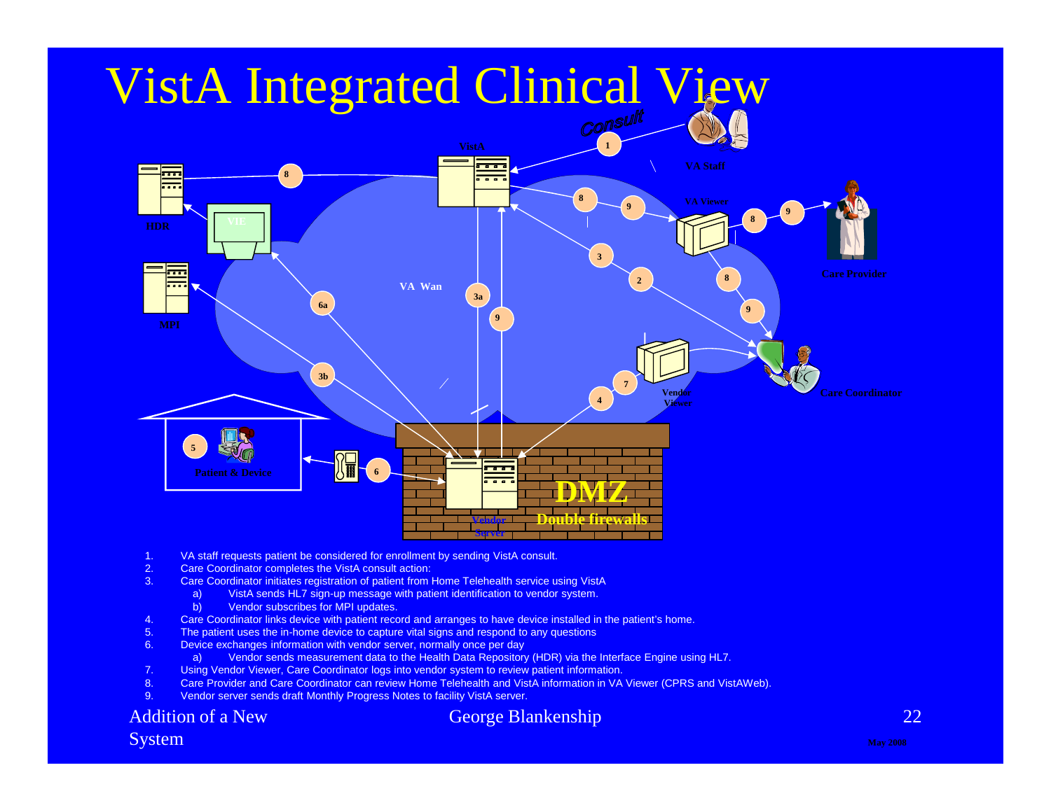# VistA Integrated Clinical View

1. VA staff requests patient be considered for enrollment by sending VistA consult.
2. Care Coordinator completes the VistA consult action:
3. Care Coordinator initiates registration of patient from Home Telehealth service using VistA
   a) VistA sends HL7 sign-up message with patient identification to vendor system.
   b) Vendor subscribes for MPI updates.
4. Care Coordinator links device with patient record and arranges to have device installed in the patient's home.
5. The patient uses the in-home device to capture vital signs and respond to any questions
6. Device exchanges information with vendor server, normally once per day
   a) Vendor sends measurement data to the Health Data Repository (HDR) via the Interface Engine using HL7.
7. Using Vendor Viewer, Care Coordinator logs into vendor system to review patient information.
8. Care Provider and Care Coordinator can review Home Telehealth and VistA information in VA Viewer (CPRS and VistAWeb).
9. Vendor server sends draft Monthly Progress Notes to facility VistA server.

Addition of a New System

George Blankenship

May 2008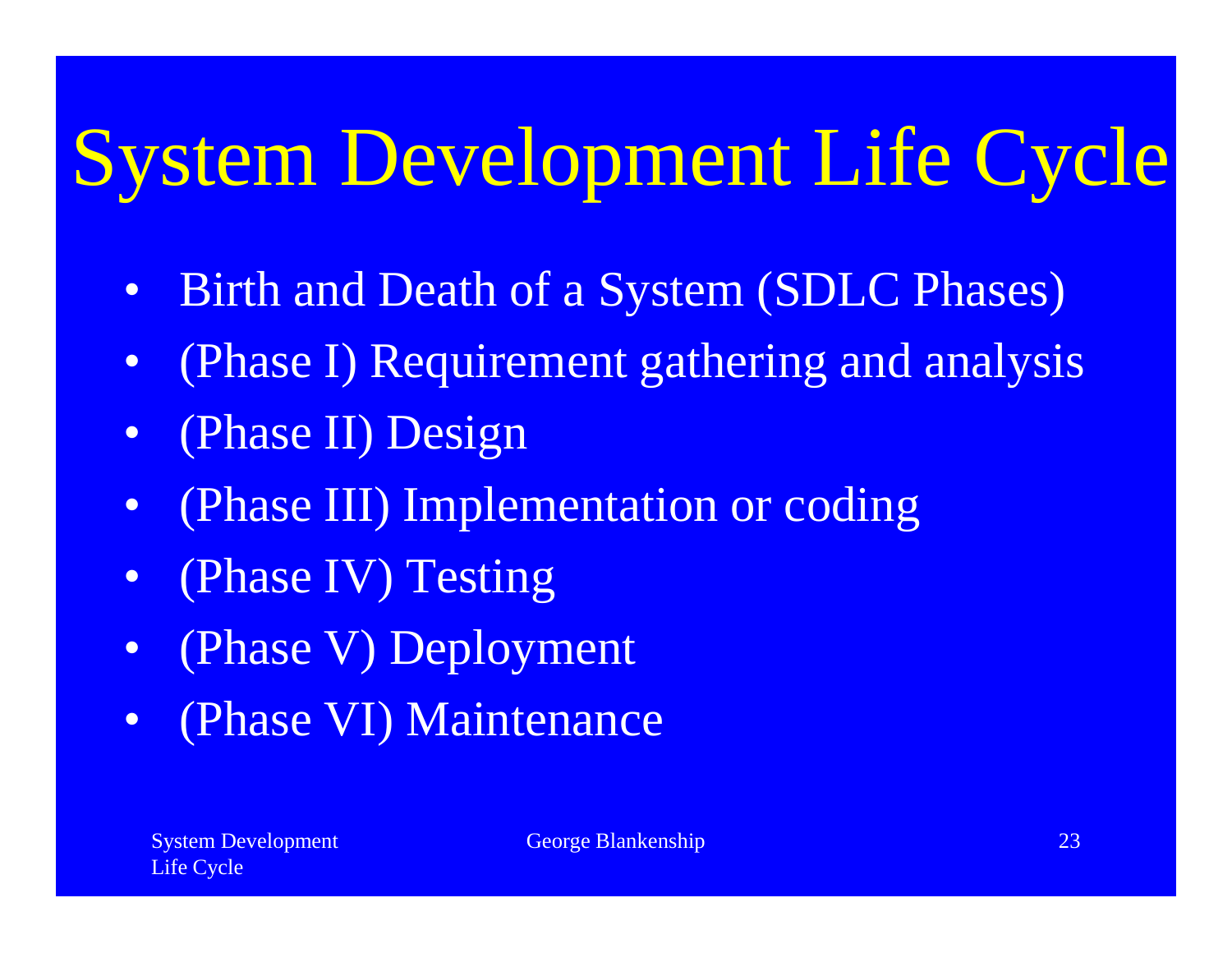# System Development Life Cycle

- Birth and Death of a System (SDLC Phases)
- (Phase I) Requirement gathering and analysis
- (Phase II) Design
- (Phase III) Implementation or coding
- (Phase IV) Testing
- (Phase V) Deployment
- (Phase VI) Maintenance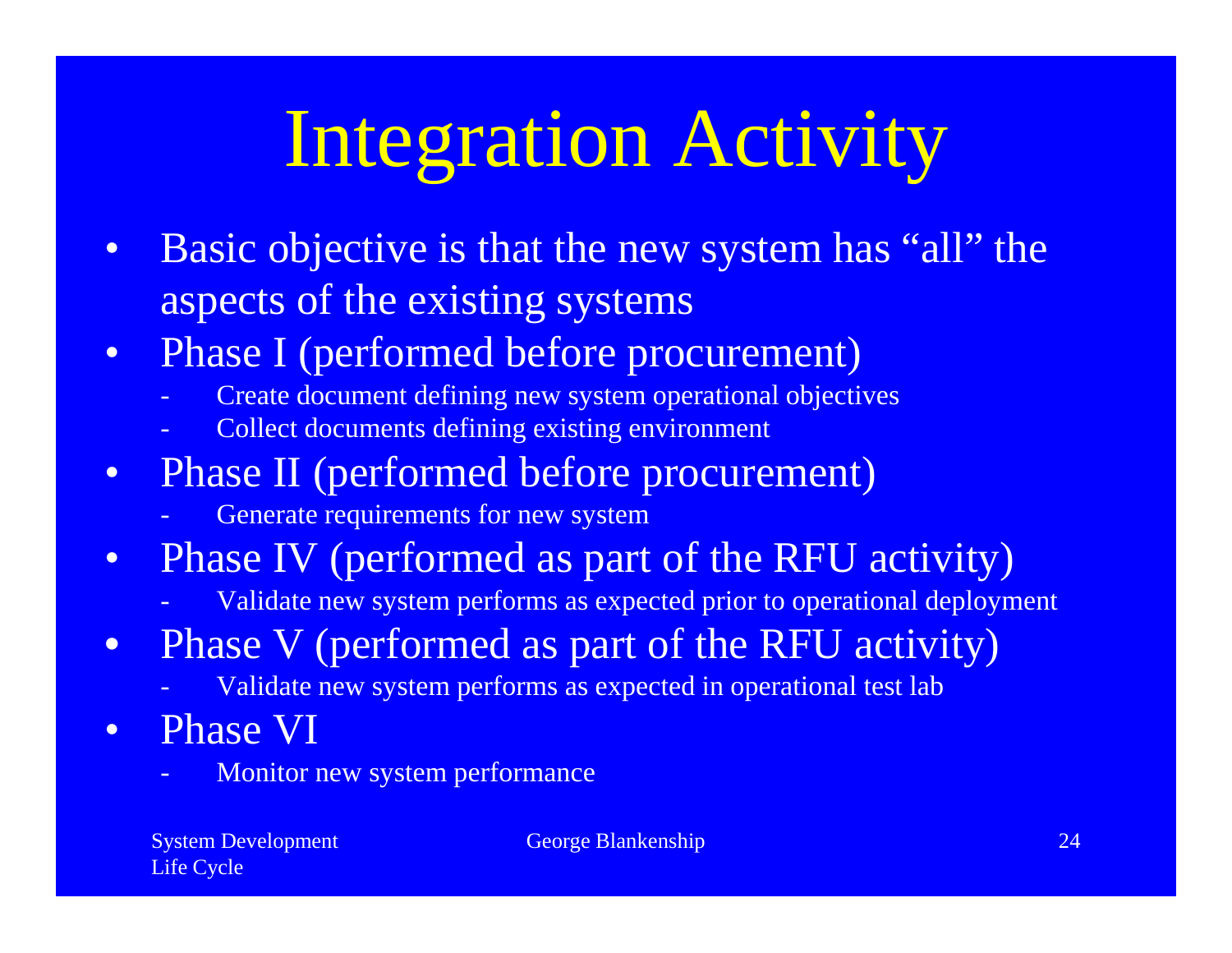# Integration Activity

- Basic objective is that the new system has "all" the aspects of the existing systems
- Phase I (performed before procurement)
  - Create document defining new system operational objectives
  - Collect documents defining existing environment
- Phase II (performed before procurement)
  - Generate requirements for new system
- Phase IV (performed as part of the RFU activity)
  - Validate new system performs as expected prior to operational deployment
- Phase V (performed as part of the RFU activity)
  - Validate new system performs as expected in operational test lab
- Phase VI
  - Monitor new system performance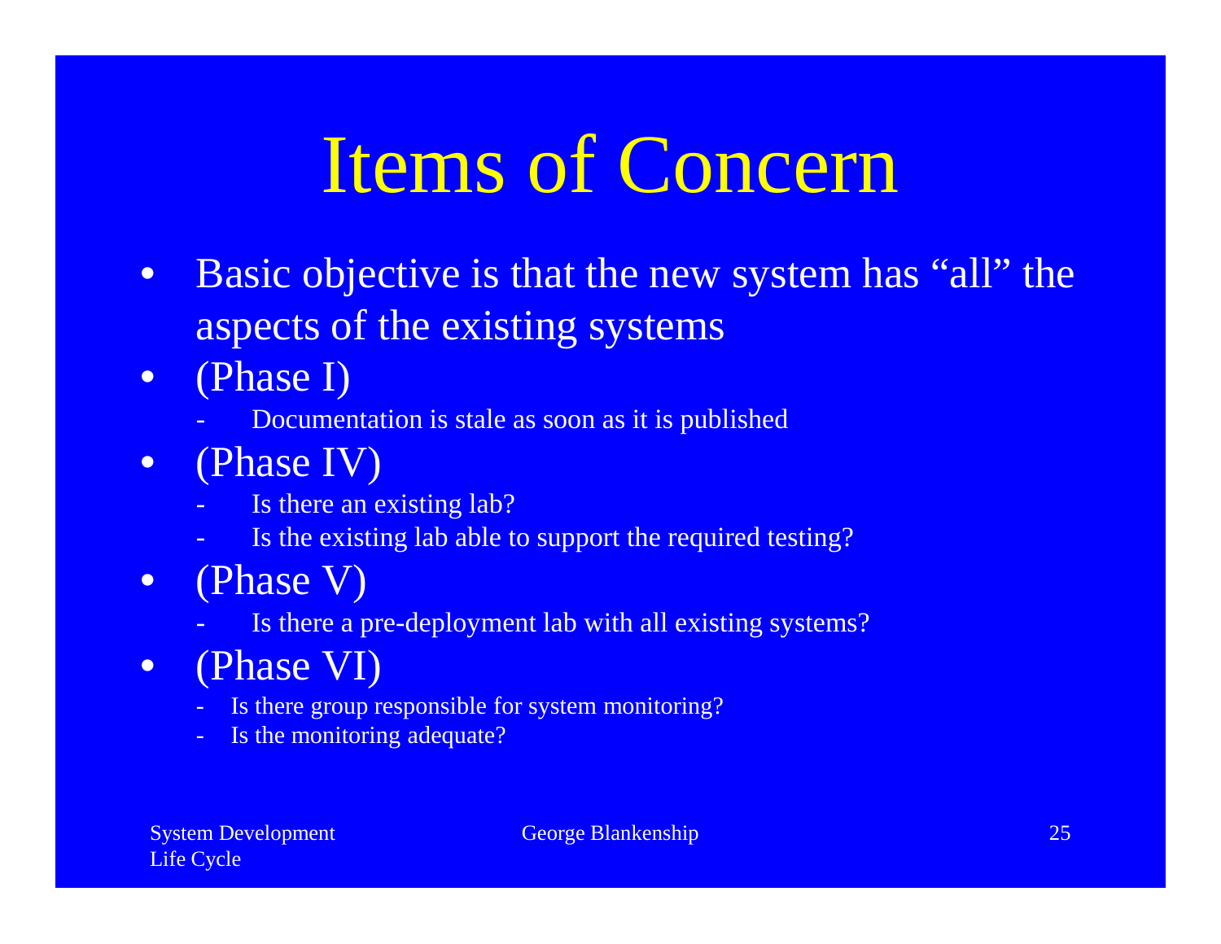# Items of Concern

- Basic objective is that the new system has “all” the aspects of the existing systems
- (Phase I)
  - Documentation is stale as soon as it is published
- (Phase IV)
  - Is there an existing lab?
  - Is the existing lab able to support the required testing?
- (Phase V)
  - Is there a pre-deployment lab with all existing systems?
- (Phase VI)
  - Is there group responsible for system monitoring?
  - Is the monitoring adequate?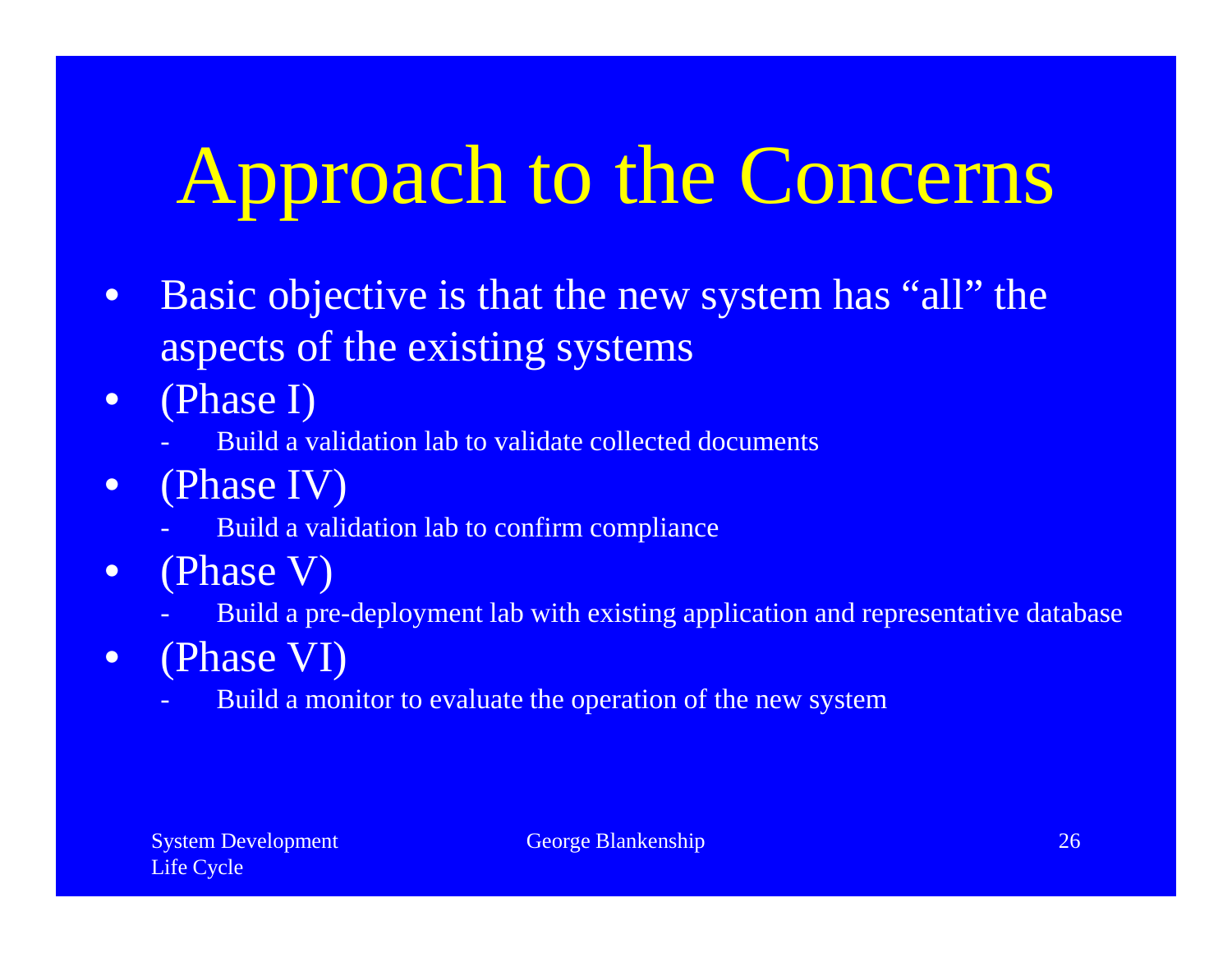# Approach to the Concerns

- Basic objective is that the new system has "all" the aspects of the existing systems
- (Phase I)
  - Build a validation lab to validate collected documents
- (Phase IV)
  - Build a validation lab to confirm compliance
- (Phase V)
  - Build a pre-deployment lab with existing application and representative database
- (Phase VI)
  - Build a monitor to evaluate the operation of the new system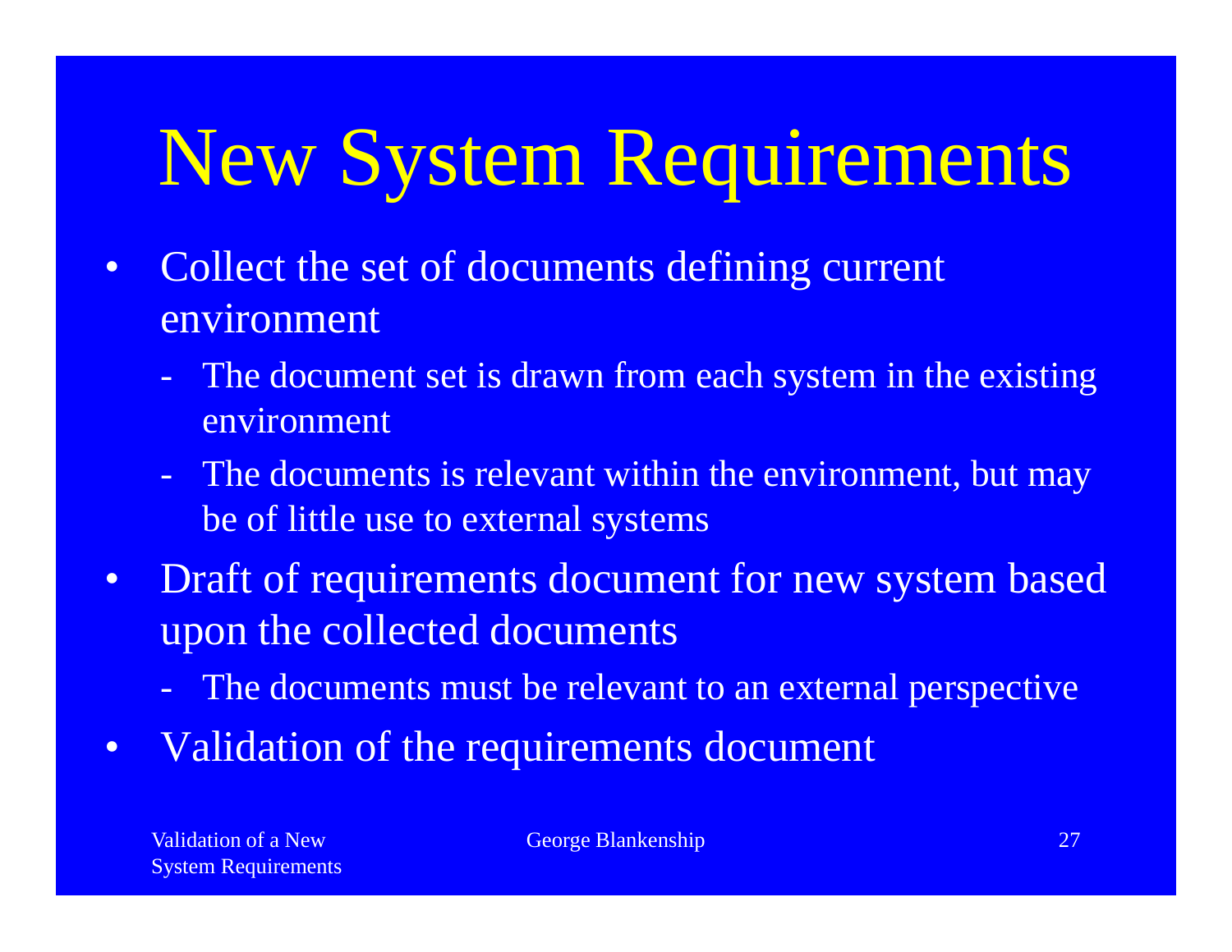# New System Requirements

- Collect the set of documents defining current environment
  - The document set is drawn from each system in the existing environment
  - The documents is relevant within the environment, but may be of little use to external systems
- Draft of requirements document for new system based upon the collected documents
  - The documents must be relevant to an external perspective
- Validation of the requirements document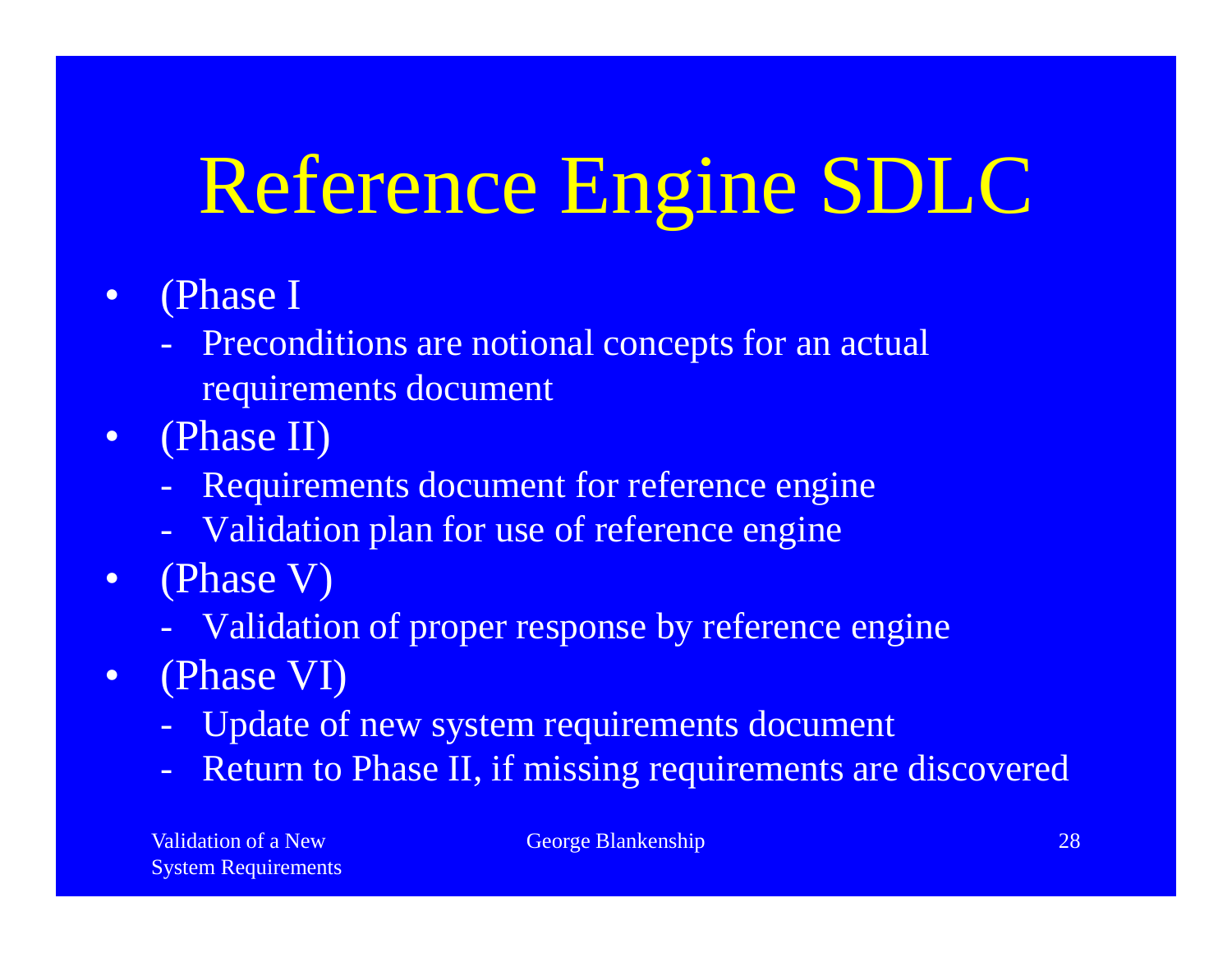# Reference Engine SDLC

- (Phase I
  - Preconditions are notional concepts for an actual requirements document
- (Phase II)
  - Requirements document for reference engine
  - Validation plan for use of reference engine
- (Phase V)
  - Validation of proper response by reference engine
- (Phase VI)
  - Update of new system requirements document
  - Return to Phase II, if missing requirements are discovered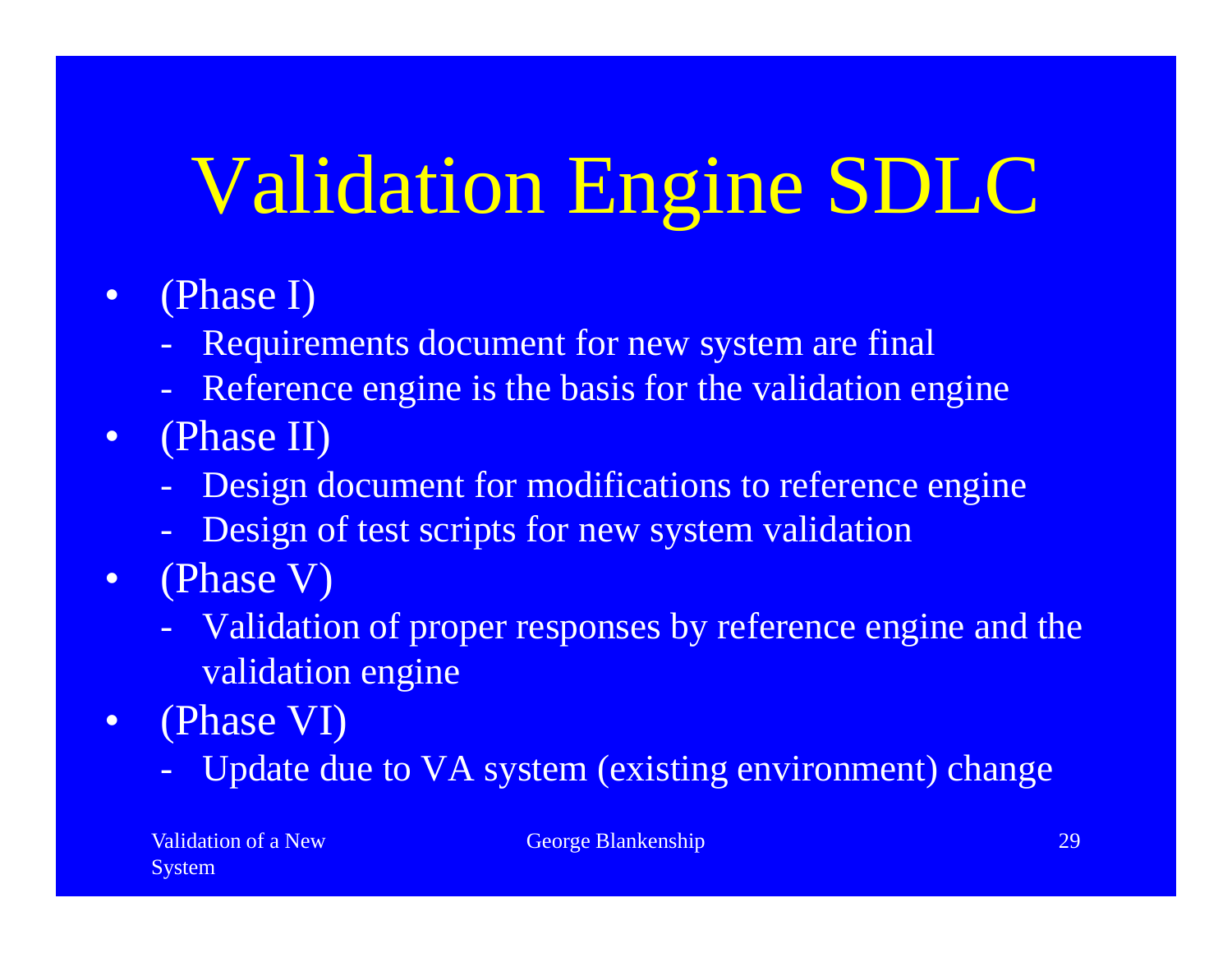# Validation Engine SDLC

- (Phase I)
  - Requirements document for new system are final
  - Reference engine is the basis for the validation engine
- (Phase II)
  - Design document for modifications to reference engine
  - Design of test scripts for new system validation
- (Phase V)
  - Validation of proper responses by reference engine and the validation engine
- (Phase VI)
  - Update due to VA system (existing environment) change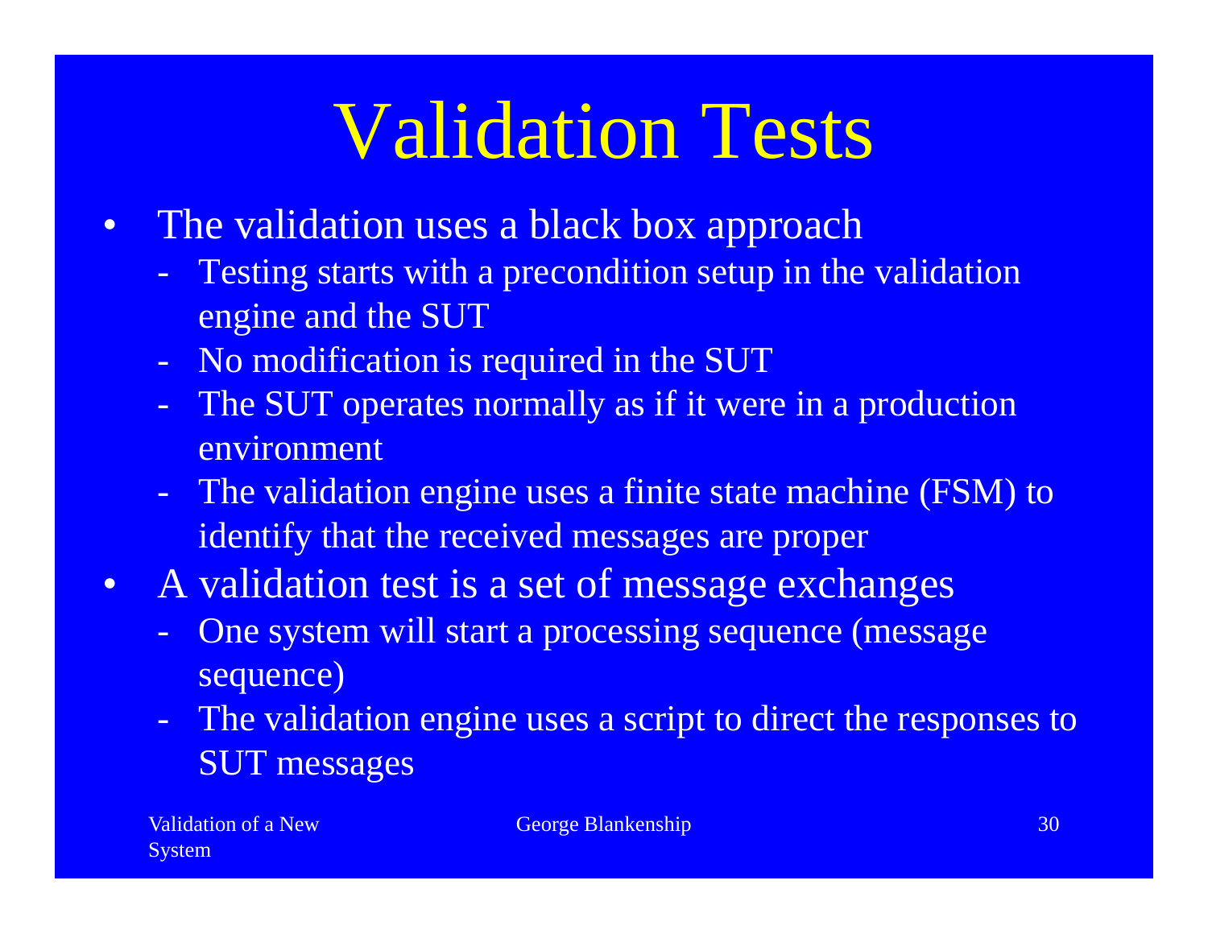# Validation Tests

- The validation uses a black box approach
  - Testing starts with a precondition setup in the validation engine and the SUT
  - No modification is required in the SUT
  - The SUT operates normally as if it were in a production environment
  - The validation engine uses a finite state machine (FSM) to identify that the received messages are proper
- A validation test is a set of message exchanges
  - One system will start a processing sequence (message sequence)
  - The validation engine uses a script to direct the responses to SUT messages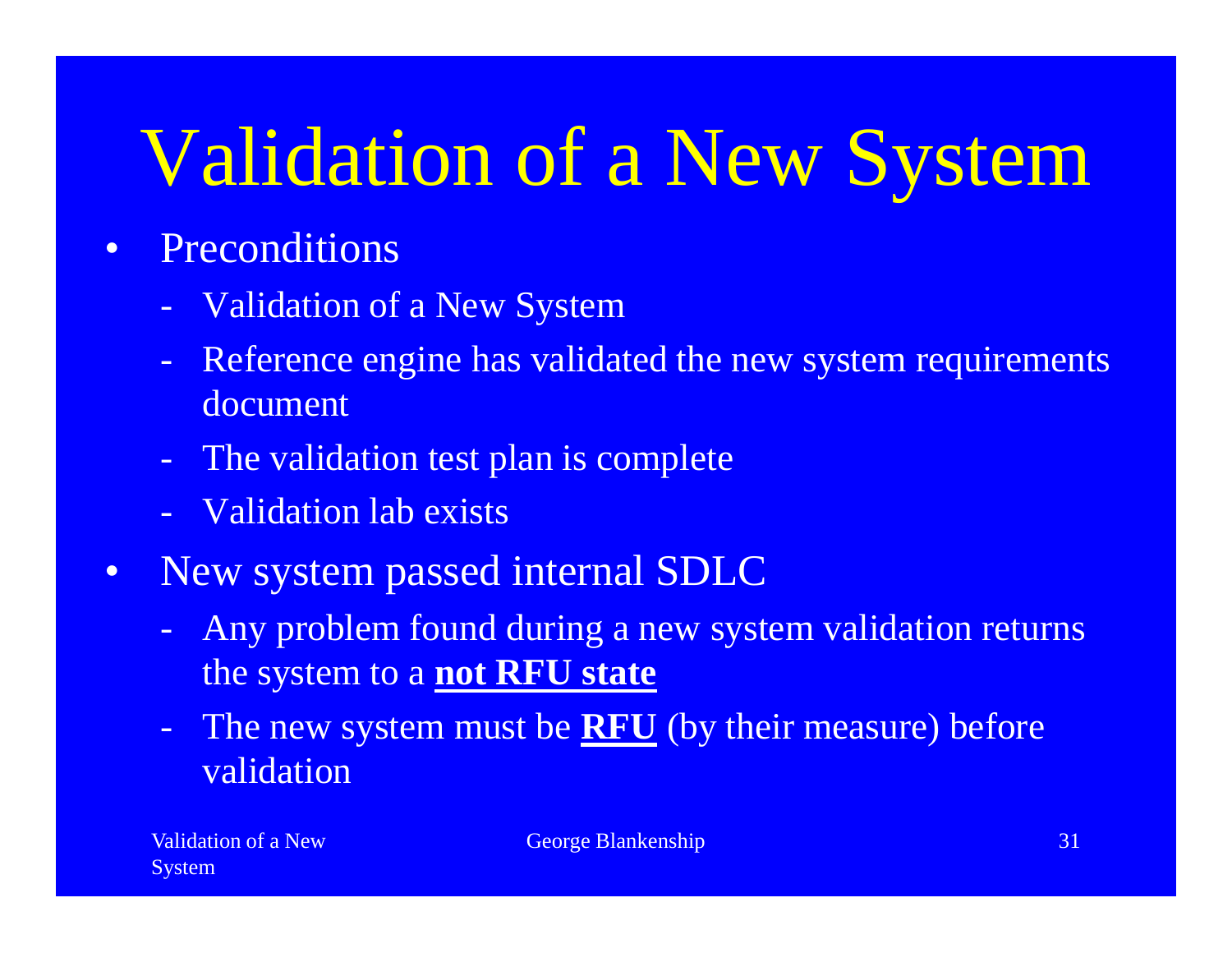# Validation of a New System

- Preconditions
  - Validation of a New System
  - Reference engine has validated the new system requirements document
  - The validation test plan is complete
  - Validation lab exists
- New system passed internal SDLC
  - Any problem found during a new system validation returns the system to a **<u>not RFU state</u>**
  - The new system must be **<u>RFU</u>** (by their measure) before validation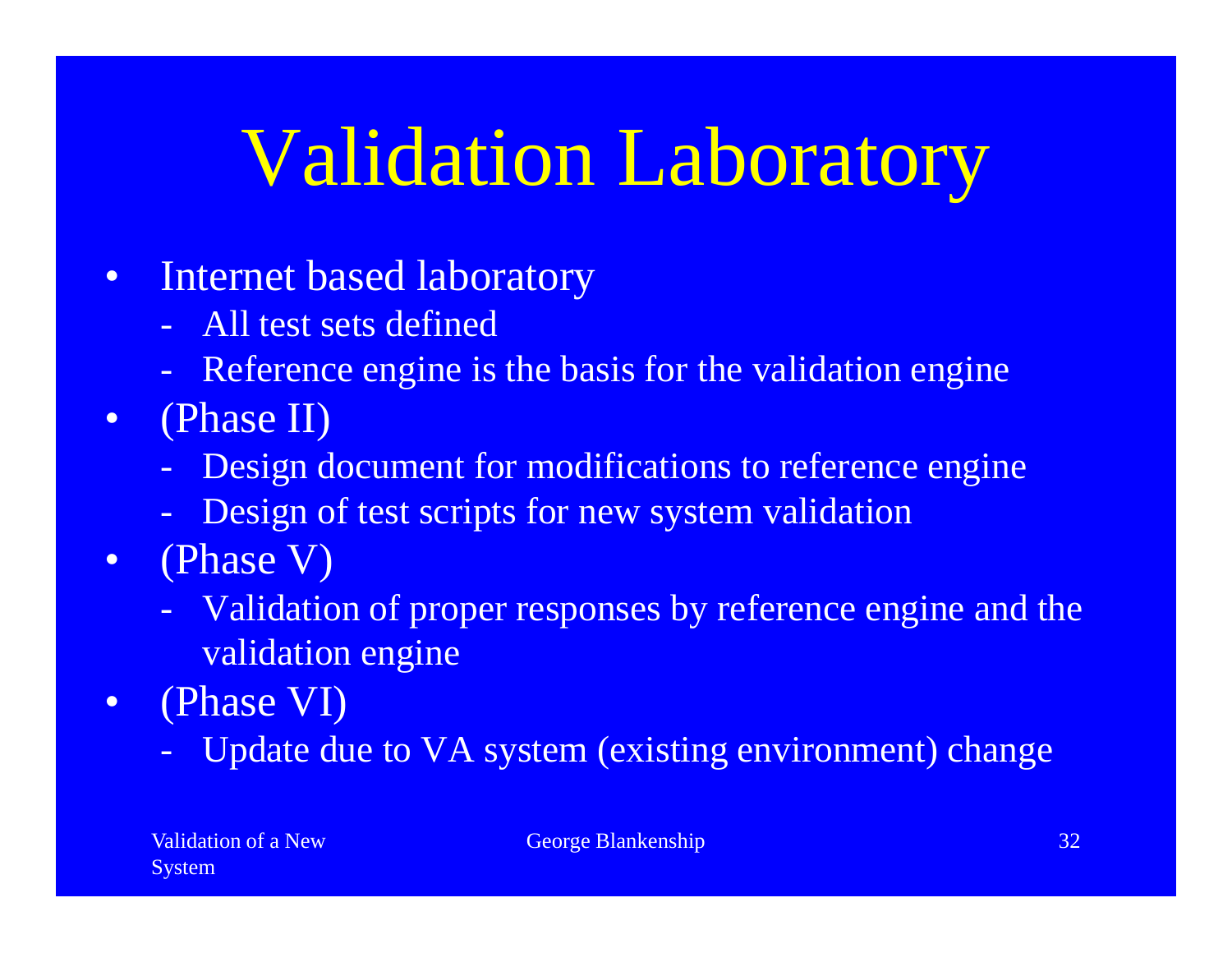# Validation Laboratory

- Internet based laboratory
  - All test sets defined
  - Reference engine is the basis for the validation engine
- (Phase II)
  - Design document for modifications to reference engine
  - Design of test scripts for new system validation
- (Phase V)
  - Validation of proper responses by reference engine and the validation engine
- (Phase VI)
  - Update due to VA system (existing environment) change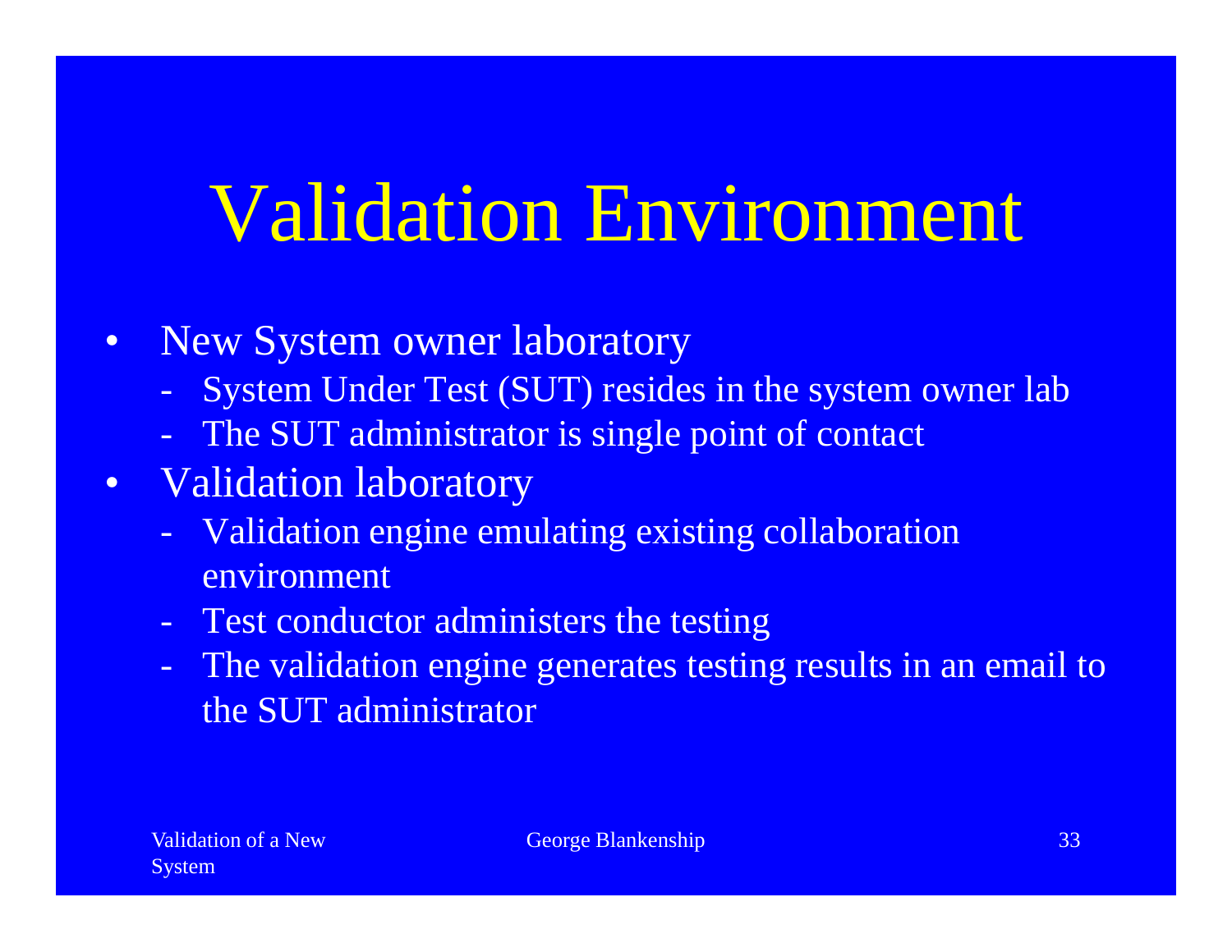# Validation Environment

- New System owner laboratory
  - System Under Test (SUT) resides in the system owner lab
  - The SUT administrator is single point of contact
- Validation laboratory
  - Validation engine emulating existing collaboration environment
  - Test conductor administers the testing
  - The validation engine generates testing results in an email to the SUT administrator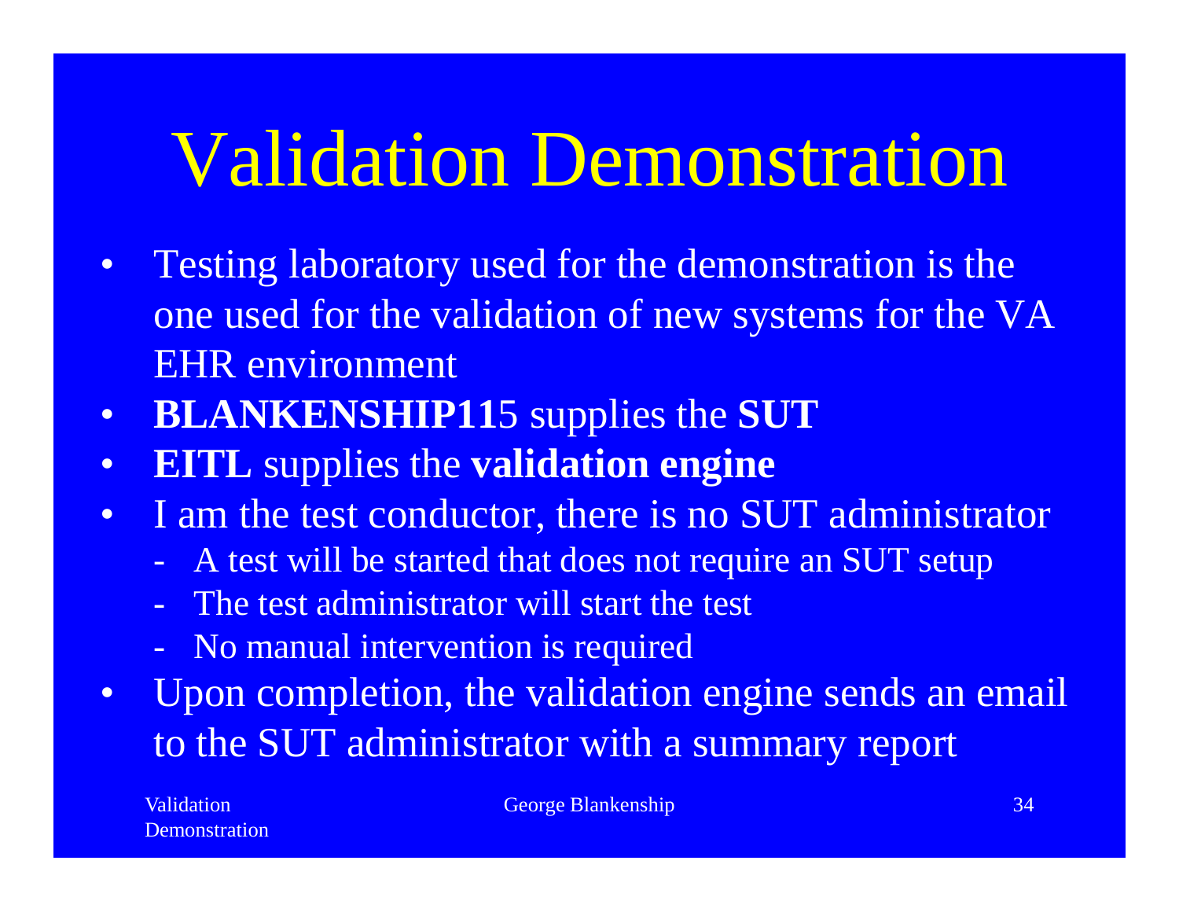# Validation Demonstration

- Testing laboratory used for the demonstration is the one used for the validation of new systems for the VA EHR environment
- **BLANKENSHIP11**5 supplies the **SUT**
- **EITL** supplies the **validation engine**
- I am the test conductor, there is no SUT administrator
  - A test will be started that does not require an SUT setup
  - The test administrator will start the test
  - No manual intervention is required
- Upon completion, the validation engine sends an email to the SUT administrator with a summary report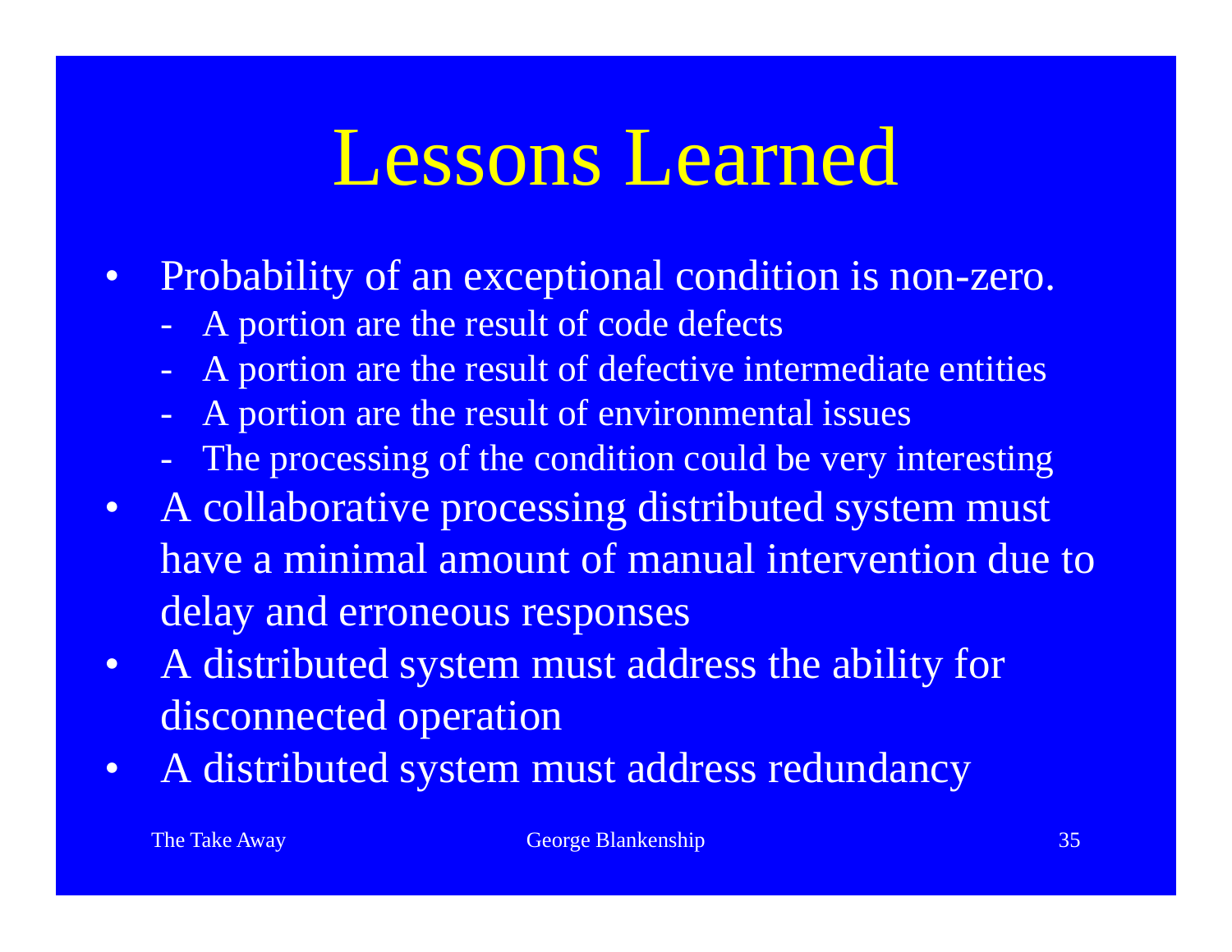# Lessons Learned

- Probability of an exceptional condition is non-zero.
  - A portion are the result of code defects
  - A portion are the result of defective intermediate entities
  - A portion are the result of environmental issues
  - The processing of the condition could be very interesting
- A collaborative processing distributed system must have a minimal amount of manual intervention due to delay and erroneous responses
- A distributed system must address the ability for disconnected operation
- A distributed system must address redundancy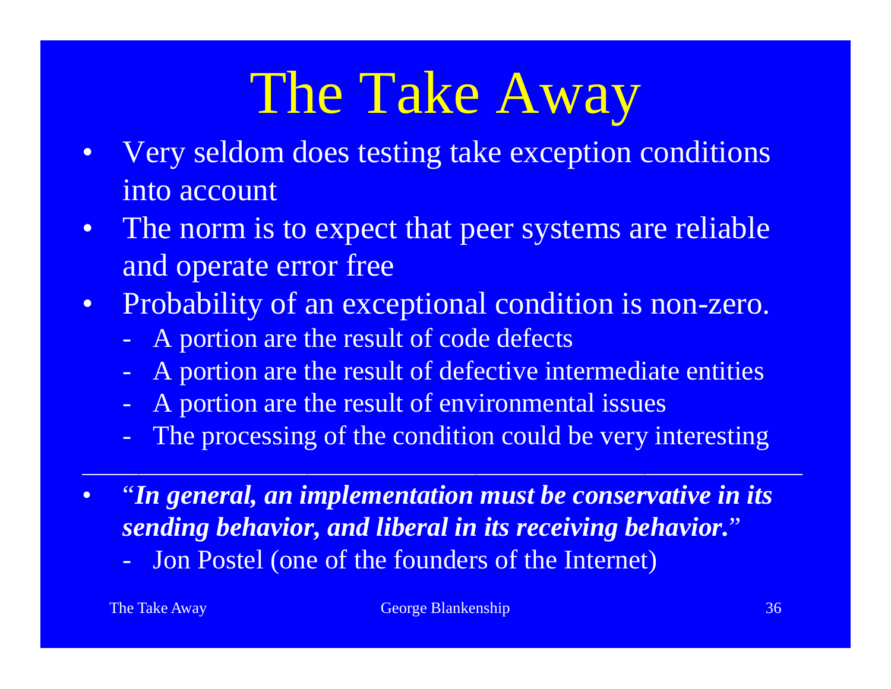# The Take Away

- Very seldom does testing take exception conditions into account
- The norm is to expect that peer systems are reliable and operate error free
- Probability of an exceptional condition is non-zero.
  - A portion are the result of code defects
  - A portion are the result of defective intermediate entities
  - A portion are the result of environmental issues
  - The processing of the condition could be very interesting

---

- "***In general, an implementation must be conservative in its sending behavior, and liberal in its receiving behavior.***"
  - Jon Postel (one of the founders of the Internet)